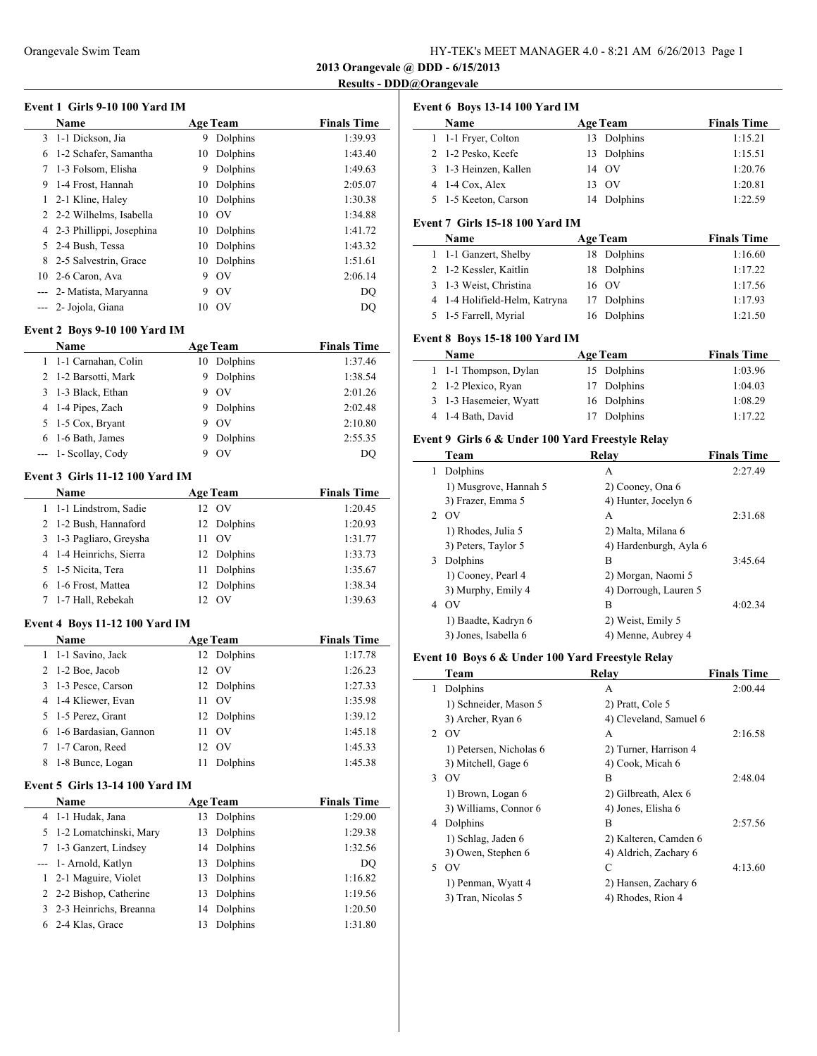Orangevale Swim Team

HY-TEK's MEET MANAGER 4.0 - 8:21 AM 6/26/2013

**2013 Orangevale @ DDD - 6/15/2013**

**Results - DDD@Orangevale**

### Event 1 Girls 9-10 100 Yard IM

| | Name | Age | Team | Finals Time |
|---|---|---|---|---|
| 3 | 1-1 Dickson, Jia | 9 | Dolphins | 1:39.93 |
| 6 | 1-2 Schafer, Samantha | 10 | Dolphins | 1:43.40 |
| 7 | 1-3 Folsom, Elisha | 9 | Dolphins | 1:49.63 |
| 9 | 1-4 Frost, Hannah | 10 | Dolphins | 2:05.07 |
| 1 | 2-1 Kline, Haley | 10 | Dolphins | 1:30.38 |
| 2 | 2-2 Wilhelms, Isabella | 10 | OV | 1:34.88 |
| 4 | 2-3 Phillippi, Josephina | 10 | Dolphins | 1:41.72 |
| 5 | 2-4 Bush, Tessa | 10 | Dolphins | 1:43.32 |
| 8 | 2-5 Salvestrin, Grace | 10 | Dolphins | 1:51.61 |
| 10 | 2-6 Caron, Ava | 9 | OV | 2:06.14 |
| --- | 2- Matista, Maryanna | 9 | OV | DQ |
| --- | 2- Jojola, Giana | 10 | OV | DQ |

### Event 2 Boys 9-10 100 Yard IM

| | Name | Age | Team | Finals Time |
|---|---|---|---|---|
| 1 | 1-1 Carnahan, Colin | 10 | Dolphins | 1:37.46 |
| 2 | 1-2 Barsotti, Mark | 9 | Dolphins | 1:38.54 |
| 3 | 1-3 Black, Ethan | 9 | OV | 2:01.26 |
| 4 | 1-4 Pipes, Zach | 9 | Dolphins | 2:02.48 |
| 5 | 1-5 Cox, Bryant | 9 | OV | 2:10.80 |
| 6 | 1-6 Bath, James | 9 | Dolphins | 2:55.35 |
| --- | 1- Scollay, Cody | 9 | OV | DQ |

### Event 3 Girls 11-12 100 Yard IM

| | Name | Age | Team | Finals Time |
|---|---|---|---|---|
| 1 | 1-1 Lindstrom, Sadie | 12 | OV | 1:20.45 |
| 2 | 1-2 Bush, Hannaford | 12 | Dolphins | 1:20.93 |
| 3 | 1-3 Pagliaro, Greysha | 11 | OV | 1:31.77 |
| 4 | 1-4 Heinrichs, Sierra | 12 | Dolphins | 1:33.73 |
| 5 | 1-5 Nicita, Tera | 11 | Dolphins | 1:35.67 |
| 6 | 1-6 Frost, Mattea | 12 | Dolphins | 1:38.34 |
| 7 | 1-7 Hall, Rebekah | 12 | OV | 1:39.63 |

### Event 4 Boys 11-12 100 Yard IM

| | Name | Age | Team | Finals Time |
|---|---|---|---|---|
| 1 | 1-1 Savino, Jack | 12 | Dolphins | 1:17.78 |
| 2 | 1-2 Boe, Jacob | 12 | OV | 1:26.23 |
| 3 | 1-3 Pesce, Carson | 12 | Dolphins | 1:27.33 |
| 4 | 1-4 Kliewer, Evan | 11 | OV | 1:35.98 |
| 5 | 1-5 Perez, Grant | 12 | Dolphins | 1:39.12 |
| 6 | 1-6 Bardasian, Gannon | 11 | OV | 1:45.18 |
| 7 | 1-7 Caron, Reed | 12 | OV | 1:45.33 |
| 8 | 1-8 Bunce, Logan | 11 | Dolphins | 1:45.38 |

### Event 5 Girls 13-14 100 Yard IM

| | Name | Age | Team | Finals Time |
|---|---|---|---|---|
| 4 | 1-1 Hudak, Jana | 13 | Dolphins | 1:29.00 |
| 5 | 1-2 Lomatchinski, Mary | 13 | Dolphins | 1:29.38 |
| 7 | 1-3 Ganzert, Lindsey | 14 | Dolphins | 1:32.56 |
| --- | 1- Arnold, Katlyn | 13 | Dolphins | DQ |
| 1 | 2-1 Maguire, Violet | 13 | Dolphins | 1:16.82 |
| 2 | 2-2 Bishop, Catherine | 13 | Dolphins | 1:19.56 |
| 3 | 2-3 Heinrichs, Breanna | 14 | Dolphins | 1:20.50 |
| 6 | 2-4 Klas, Grace | 13 | Dolphins | 1:31.80 |

### Event 6 Boys 13-14 100 Yard IM

| | Name | Age | Team | Finals Time |
|---|---|---|---|---|
| 1 | 1-1 Fryer, Colton | 13 | Dolphins | 1:15.21 |
| 2 | 1-2 Pesko, Keefe | 13 | Dolphins | 1:15.51 |
| 3 | 1-3 Heinzen, Kallen | 14 | OV | 1:20.76 |
| 4 | 1-4 Cox, Alex | 13 | OV | 1:20.81 |
| 5 | 1-5 Keeton, Carson | 14 | Dolphins | 1:22.59 |

### Event 7 Girls 15-18 100 Yard IM

| | Name | Age | Team | Finals Time |
|---|---|---|---|---|
| 1 | 1-1 Ganzert, Shelby | 18 | Dolphins | 1:16.60 |
| 2 | 1-2 Kessler, Kaitlin | 18 | Dolphins | 1:17.22 |
| 3 | 1-3 Weist, Christina | 16 | OV | 1:17.56 |
| 4 | 1-4 Holifield-Helm, Katryna | 17 | Dolphins | 1:17.93 |
| 5 | 1-5 Farrell, Myrial | 16 | Dolphins | 1:21.50 |

### Event 8 Boys 15-18 100 Yard IM

| | Name | Age | Team | Finals Time |
|---|---|---|---|---|
| 1 | 1-1 Thompson, Dylan | 15 | Dolphins | 1:03.96 |
| 2 | 1-2 Plexico, Ryan | 17 | Dolphins | 1:04.03 |
| 3 | 1-3 Hasemeier, Wyatt | 16 | Dolphins | 1:08.29 |
| 4 | 1-4 Bath, David | 17 | Dolphins | 1:17.22 |

### Event 9 Girls 6 & Under 100 Yard Freestyle Relay

| | Team | Relay | Finals Time |
|---|---|---|---|
| 1 | Dolphins | A | 2:27.49 |
| | 1) Musgrove, Hannah 5 | 2) Cooney, Ona 6 | |
| | 3) Frazer, Emma 5 | 4) Hunter, Jocelyn 6 | |
| 2 | OV | A | 2:31.68 |
| | 1) Rhodes, Julia 5 | 2) Malta, Milana 6 | |
| | 3) Peters, Taylor 5 | 4) Hardenburgh, Ayla 6 | |
| 3 | Dolphins | B | 3:45.64 |
| | 1) Cooney, Pearl 4 | 2) Morgan, Naomi 5 | |
| | 3) Murphy, Emily 4 | 4) Dorrough, Lauren 5 | |
| 4 | OV | B | 4:02.34 |
| | 1) Baadte, Kadryn 6 | 2) Weist, Emily 5 | |
| | 3) Jones, Isabella 6 | 4) Menne, Aubrey 4 | |

### Event 10 Boys 6 & Under 100 Yard Freestyle Relay

| | Team | Relay | Finals Time |
|---|---|---|---|
| 1 | Dolphins | A | 2:00.44 |
| | 1) Schneider, Mason 5 | 2) Pratt, Cole 5 | |
| | 3) Archer, Ryan 6 | 4) Cleveland, Samuel 6 | |
| 2 | OV | A | 2:16.58 |
| | 1) Petersen, Nicholas 6 | 2) Turner, Harrison 4 | |
| | 3) Mitchell, Gage 6 | 4) Cook, Micah 6 | |
| 3 | OV | B | 2:48.04 |
| | 1) Brown, Logan 6 | 2) Gilbreath, Alex 6 | |
| | 3) Williams, Connor 6 | 4) Jones, Elisha 6 | |
| 4 | Dolphins | B | 2:57.56 |
| | 1) Schlag, Jaden 6 | 2) Kalteren, Camden 6 | |
| | 3) Owen, Stephen 6 | 4) Aldrich, Zachary 6 | |
| 5 | OV | C | 4:13.60 |
| | 1) Penman, Wyatt 4 | 2) Hansen, Zachary 6 | |
| | 3) Tran, Nicolas 5 | 4) Rhodes, Rion 4 | |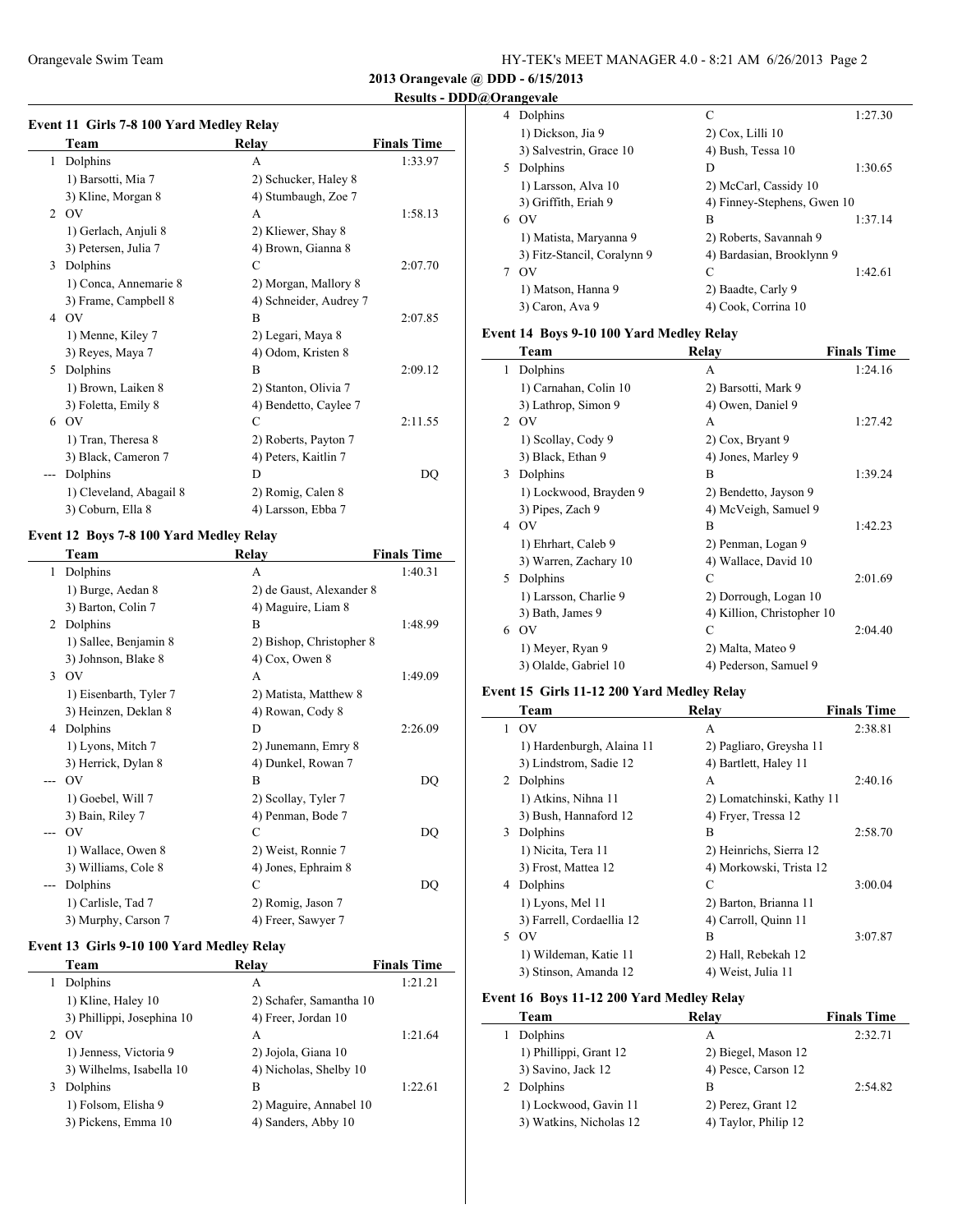## 2013 Orangevale @ DDD - 6/15/2013

### Results - DDD@Orangevale

#### Event 11 Girls 7-8 100 Yard Medley Relay

| | Team | Relay | Finals Time |
|---|---|---|---|
| 1 | Dolphins | A | 1:33.97 |
| | 1) Barsotti, Mia 7 | 2) Schucker, Haley 8 | |
| | 3) Kline, Morgan 8 | 4) Stumbaugh, Zoe 7 | |
| 2 | OV | A | 1:58.13 |
| | 1) Gerlach, Anjuli 8 | 2) Kliewer, Shay 8 | |
| | 3) Petersen, Julia 7 | 4) Brown, Gianna 8 | |
| 3 | Dolphins | C | 2:07.70 |
| | 1) Conca, Annemarie 8 | 2) Morgan, Mallory 8 | |
| | 3) Frame, Campbell 8 | 4) Schneider, Audrey 7 | |
| 4 | OV | B | 2:07.85 |
| | 1) Menne, Kiley 7 | 2) Legari, Maya 8 | |
| | 3) Reyes, Maya 7 | 4) Odom, Kristen 8 | |
| 5 | Dolphins | B | 2:09.12 |
| | 1) Brown, Laiken 8 | 2) Stanton, Olivia 7 | |
| | 3) Foletta, Emily 8 | 4) Bendetto, Caylee 7 | |
| 6 | OV | C | 2:11.55 |
| | 1) Tran, Theresa 8 | 2) Roberts, Payton 7 | |
| | 3) Black, Cameron 7 | 4) Peters, Kaitlin 7 | |
| --- | Dolphins | D | DQ |
| | 1) Cleveland, Abagail 8 | 2) Romig, Calen 8 | |
| | 3) Coburn, Ella 8 | 4) Larsson, Ebba 7 | |

#### Event 12 Boys 7-8 100 Yard Medley Relay

| | Team | Relay | Finals Time |
|---|---|---|---|
| 1 | Dolphins | A | 1:40.31 |
| | 1) Burge, Aedan 8 | 2) de Gaust, Alexander 8 | |
| | 3) Barton, Colin 7 | 4) Maguire, Liam 8 | |
| 2 | Dolphins | B | 1:48.99 |
| | 1) Sallee, Benjamin 8 | 2) Bishop, Christopher 8 | |
| | 3) Johnson, Blake 8 | 4) Cox, Owen 8 | |
| 3 | OV | A | 1:49.09 |
| | 1) Eisenbarth, Tyler 7 | 2) Matista, Matthew 8 | |
| | 3) Heinzen, Deklan 8 | 4) Rowan, Cody 8 | |
| 4 | Dolphins | D | 2:26.09 |
| | 1) Lyons, Mitch 7 | 2) Junemann, Emry 8 | |
| | 3) Herrick, Dylan 8 | 4) Dunkel, Rowan 7 | |
| --- | OV | B | DQ |
| | 1) Goebel, Will 7 | 2) Scollay, Tyler 7 | |
| | 3) Bain, Riley 7 | 4) Penman, Bode 7 | |
| --- | OV | C | DQ |
| | 1) Wallace, Owen 8 | 2) Weist, Ronnie 7 | |
| | 3) Williams, Cole 8 | 4) Jones, Ephraim 8 | |
| --- | Dolphins | C | DQ |
| | 1) Carlisle, Tad 7 | 2) Romig, Jason 7 | |
| | 3) Murphy, Carson 7 | 4) Freer, Sawyer 7 | |

#### Event 13 Girls 9-10 100 Yard Medley Relay

| | Team | Relay | Finals Time |
|---|---|---|---|
| 1 | Dolphins | A | 1:21.21 |
| | 1) Kline, Haley 10 | 2) Schafer, Samantha 10 | |
| | 3) Phillippi, Josephina 10 | 4) Freer, Jordan 10 | |
| 2 | OV | A | 1:21.64 |
| | 1) Jenness, Victoria 9 | 2) Jojola, Giana 10 | |
| | 3) Wilhelms, Isabella 10 | 4) Nicholas, Shelby 10 | |
| 3 | Dolphins | B | 1:22.61 |
| | 1) Folsom, Elisha 9 | 2) Maguire, Annabel 10 | |
| | 3) Pickens, Emma 10 | 4) Sanders, Abby 10 | |
| 4 | Dolphins | C | 1:27.30 |
| | 1) Dickson, Jia 9 | 2) Cox, Lilli 10 | |
| | 3) Salvestrin, Grace 10 | 4) Bush, Tessa 10 | |
| 5 | Dolphins | D | 1:30.65 |
| | 1) Larsson, Alva 10 | 2) McCarl, Cassidy 10 | |
| | 3) Griffith, Eriah 9 | 4) Finney-Stephens, Gwen 10 | |
| 6 | OV | B | 1:37.14 |
| | 1) Matista, Maryanna 9 | 2) Roberts, Savannah 9 | |
| | 3) Fitz-Stancil, Coralynn 9 | 4) Bardasian, Brooklynn 9 | |
| 7 | OV | C | 1:42.61 |
| | 1) Matson, Hanna 9 | 2) Baadte, Carly 9 | |
| | 3) Caron, Ava 9 | 4) Cook, Corrina 10 | |

#### Event 14 Boys 9-10 100 Yard Medley Relay

| | Team | Relay | Finals Time |
|---|---|---|---|
| 1 | Dolphins | A | 1:24.16 |
| | 1) Carnahan, Colin 10 | 2) Barsotti, Mark 9 | |
| | 3) Lathrop, Simon 9 | 4) Owen, Daniel 9 | |
| 2 | OV | A | 1:27.42 |
| | 1) Scollay, Cody 9 | 2) Cox, Bryant 9 | |
| | 3) Black, Ethan 9 | 4) Jones, Marley 9 | |
| 3 | Dolphins | B | 1:39.24 |
| | 1) Lockwood, Brayden 9 | 2) Bendetto, Jayson 9 | |
| | 3) Pipes, Zach 9 | 4) McVeigh, Samuel 9 | |
| 4 | OV | B | 1:42.23 |
| | 1) Ehrhart, Caleb 9 | 2) Penman, Logan 9 | |
| | 3) Warren, Zachary 10 | 4) Wallace, David 10 | |
| 5 | Dolphins | C | 2:01.69 |
| | 1) Larsson, Charlie 9 | 2) Dorrough, Logan 10 | |
| | 3) Bath, James 9 | 4) Killion, Christopher 10 | |
| 6 | OV | C | 2:04.40 |
| | 1) Meyer, Ryan 9 | 2) Malta, Mateo 9 | |
| | 3) Olalde, Gabriel 10 | 4) Pederson, Samuel 9 | |

#### Event 15 Girls 11-12 200 Yard Medley Relay

| | Team | Relay | Finals Time |
|---|---|---|---|
| 1 | OV | A | 2:38.81 |
| | 1) Hardenburgh, Alaina 11 | 2) Pagliaro, Greysha 11 | |
| | 3) Lindstrom, Sadie 12 | 4) Bartlett, Haley 11 | |
| 2 | Dolphins | A | 2:40.16 |
| | 1) Atkins, Nihna 11 | 2) Lomatchinski, Kathy 11 | |
| | 3) Bush, Hannaford 12 | 4) Fryer, Tressa 12 | |
| 3 | Dolphins | B | 2:58.70 |
| | 1) Nicita, Tera 11 | 2) Heinrichs, Sierra 12 | |
| | 3) Frost, Mattea 12 | 4) Morkowski, Trista 12 | |
| 4 | Dolphins | C | 3:00.04 |
| | 1) Lyons, Mel 11 | 2) Barton, Brianna 11 | |
| | 3) Farrell, Cordaellia 12 | 4) Carroll, Quinn 11 | |
| 5 | OV | B | 3:07.87 |
| | 1) Wildeman, Katie 11 | 2) Hall, Rebekah 12 | |
| | 3) Stinson, Amanda 12 | 4) Weist, Julia 11 | |

#### Event 16 Boys 11-12 200 Yard Medley Relay

| | Team | Relay | Finals Time |
|---|---|---|---|
| 1 | Dolphins | A | 2:32.71 |
| | 1) Phillippi, Grant 12 | 2) Biegel, Mason 12 | |
| | 3) Savino, Jack 12 | 4) Pesce, Carson 12 | |
| 2 | Dolphins | B | 2:54.82 |
| | 1) Lockwood, Gavin 11 | 2) Perez, Grant 12 | |
| | 3) Watkins, Nicholas 12 | 4) Taylor, Philip 12 | |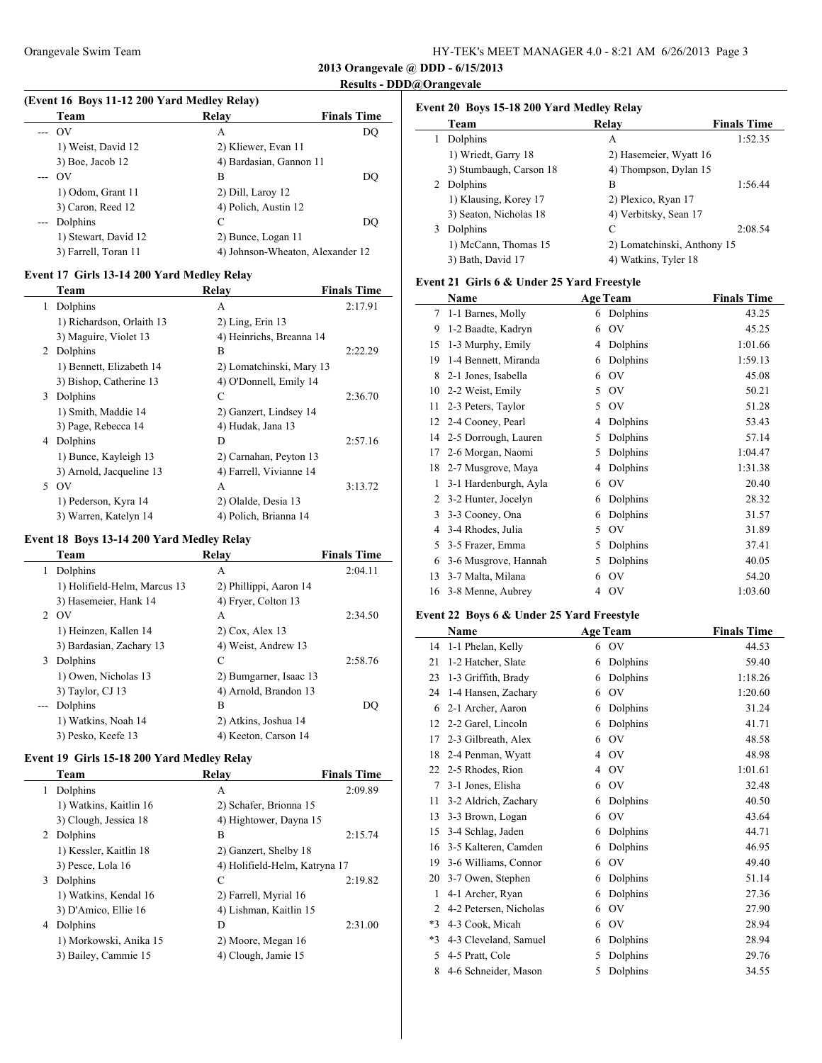**2013 Orangevale @ DDD - 6/15/2013**

**Results - DDD@Orangevale**

### (Event 16 Boys 11-12 200 Yard Medley Relay)

| | Team | Relay | Finals Time |
|---|---|---|---|
| --- | OV | A | DQ |
| | 1) Weist, David 12 | 2) Kliewer, Evan 11 | |
| | 3) Boe, Jacob 12 | 4) Bardasian, Gannon 11 | |
| --- | OV | B | DQ |
| | 1) Odom, Grant 11 | 2) Dill, Laroy 12 | |
| | 3) Caron, Reed 12 | 4) Polich, Austin 12 | |
| --- | Dolphins | C | DQ |
| | 1) Stewart, David 12 | 2) Bunce, Logan 11 | |
| | 3) Farrell, Toran 11 | 4) Johnson-Wheaton, Alexander 12 | |

### Event 17 Girls 13-14 200 Yard Medley Relay

| | Team | Relay | Finals Time |
|---|---|---|---|
| 1 | Dolphins | A | 2:17.91 |
| | 1) Richardson, Orlaith 13 | 2) Ling, Erin 13 | |
| | 3) Maguire, Violet 13 | 4) Heinrichs, Breanna 14 | |
| 2 | Dolphins | B | 2:22.29 |
| | 1) Bennett, Elizabeth 14 | 2) Lomatchinski, Mary 13 | |
| | 3) Bishop, Catherine 13 | 4) O'Donnell, Emily 14 | |
| 3 | Dolphins | C | 2:36.70 |
| | 1) Smith, Maddie 14 | 2) Ganzert, Lindsey 14 | |
| | 3) Page, Rebecca 14 | 4) Hudak, Jana 13 | |
| 4 | Dolphins | D | 2:57.16 |
| | 1) Bunce, Kayleigh 13 | 2) Carnahan, Peyton 13 | |
| | 3) Arnold, Jacqueline 13 | 4) Farrell, Vivianne 14 | |
| 5 | OV | A | 3:13.72 |
| | 1) Pederson, Kyra 14 | 2) Olalde, Desia 13 | |
| | 3) Warren, Katelyn 14 | 4) Polich, Brianna 14 | |

### Event 18 Boys 13-14 200 Yard Medley Relay

| | Team | Relay | Finals Time |
|---|---|---|---|
| 1 | Dolphins | A | 2:04.11 |
| | 1) Holifield-Helm, Marcus 13 | 2) Phillippi, Aaron 14 | |
| | 3) Hasemeier, Hank 14 | 4) Fryer, Colton 13 | |
| 2 | OV | A | 2:34.50 |
| | 1) Heinzen, Kallen 14 | 2) Cox, Alex 13 | |
| | 3) Bardasian, Zachary 13 | 4) Weist, Andrew 13 | |
| 3 | Dolphins | C | 2:58.76 |
| | 1) Owen, Nicholas 13 | 2) Bumgarner, Isaac 13 | |
| | 3) Taylor, CJ 13 | 4) Arnold, Brandon 13 | |
| --- | Dolphins | B | DQ |
| | 1) Watkins, Noah 14 | 2) Atkins, Joshua 14 | |
| | 3) Pesko, Keefe 13 | 4) Keeton, Carson 14 | |

### Event 19 Girls 15-18 200 Yard Medley Relay

| | Team | Relay | Finals Time |
|---|---|---|---|
| 1 | Dolphins | A | 2:09.89 |
| | 1) Watkins, Kaitlin 16 | 2) Schafer, Brionna 15 | |
| | 3) Clough, Jessica 18 | 4) Hightower, Dayna 15 | |
| 2 | Dolphins | B | 2:15.74 |
| | 1) Kessler, Kaitlin 18 | 2) Ganzert, Shelby 18 | |
| | 3) Pesce, Lola 16 | 4) Holifield-Helm, Katryna 17 | |
| 3 | Dolphins | C | 2:19.82 |
| | 1) Watkins, Kendal 16 | 2) Farrell, Myrial 16 | |
| | 3) D'Amico, Ellie 16 | 4) Lishman, Kaitlin 15 | |
| 4 | Dolphins | D | 2:31.00 |
| | 1) Morkowski, Anika 15 | 2) Moore, Megan 16 | |
| | 3) Bailey, Cammie 15 | 4) Clough, Jamie 15 | |

### Event 20 Boys 15-18 200 Yard Medley Relay

| | Team | Relay | Finals Time |
|---|---|---|---|
| 1 | Dolphins | A | 1:52.35 |
| | 1) Wriedt, Garry 18 | 2) Hasemeier, Wyatt 16 | |
| | 3) Stumbaugh, Carson 18 | 4) Thompson, Dylan 15 | |
| 2 | Dolphins | B | 1:56.44 |
| | 1) Klausing, Korey 17 | 2) Plexico, Ryan 17 | |
| | 3) Seaton, Nicholas 18 | 4) Verbitsky, Sean 17 | |
| 3 | Dolphins | C | 2:08.54 |
| | 1) McCann, Thomas 15 | 2) Lomatchinski, Anthony 15 | |
| | 3) Bath, David 17 | 4) Watkins, Tyler 18 | |

### Event 21 Girls 6 & Under 25 Yard Freestyle

| | Name | Age | Team | Finals Time |
|---|---|---|---|---|
| 7 | 1-1 Barnes, Molly | 6 | Dolphins | 43.25 |
| 9 | 1-2 Baadte, Kadryn | 6 | OV | 45.25 |
| 15 | 1-3 Murphy, Emily | 4 | Dolphins | 1:01.66 |
| 19 | 1-4 Bennett, Miranda | 6 | Dolphins | 1:59.13 |
| 8 | 2-1 Jones, Isabella | 6 | OV | 45.08 |
| 10 | 2-2 Weist, Emily | 5 | OV | 50.21 |
| 11 | 2-3 Peters, Taylor | 5 | OV | 51.28 |
| 12 | 2-4 Cooney, Pearl | 4 | Dolphins | 53.43 |
| 14 | 2-5 Dorrough, Lauren | 5 | Dolphins | 57.14 |
| 17 | 2-6 Morgan, Naomi | 5 | Dolphins | 1:04.47 |
| 18 | 2-7 Musgrove, Maya | 4 | Dolphins | 1:31.38 |
| 1 | 3-1 Hardenburgh, Ayla | 6 | OV | 20.40 |
| 2 | 3-2 Hunter, Jocelyn | 6 | Dolphins | 28.32 |
| 3 | 3-3 Cooney, Ona | 6 | Dolphins | 31.57 |
| 4 | 3-4 Rhodes, Julia | 5 | OV | 31.89 |
| 5 | 3-5 Frazer, Emma | 5 | Dolphins | 37.41 |
| 6 | 3-6 Musgrove, Hannah | 5 | Dolphins | 40.05 |
| 13 | 3-7 Malta, Milana | 6 | OV | 54.20 |
| 16 | 3-8 Menne, Aubrey | 4 | OV | 1:03.60 |

### Event 22 Boys 6 & Under 25 Yard Freestyle

| | Name | Age | Team | Finals Time |
|---|---|---|---|---|
| 14 | 1-1 Phelan, Kelly | 6 | OV | 44.53 |
| 21 | 1-2 Hatcher, Slate | 6 | Dolphins | 59.40 |
| 23 | 1-3 Griffith, Brady | 6 | Dolphins | 1:18.26 |
| 24 | 1-4 Hansen, Zachary | 6 | OV | 1:20.60 |
| 6 | 2-1 Archer, Aaron | 6 | Dolphins | 31.24 |
| 12 | 2-2 Garel, Lincoln | 6 | Dolphins | 41.71 |
| 17 | 2-3 Gilbreath, Alex | 6 | OV | 48.58 |
| 18 | 2-4 Penman, Wyatt | 4 | OV | 48.98 |
| 22 | 2-5 Rhodes, Rion | 4 | OV | 1:01.61 |
| 7 | 3-1 Jones, Elisha | 6 | OV | 32.48 |
| 11 | 3-2 Aldrich, Zachary | 6 | Dolphins | 40.50 |
| 13 | 3-3 Brown, Logan | 6 | OV | 43.64 |
| 15 | 3-4 Schlag, Jaden | 6 | Dolphins | 44.71 |
| 16 | 3-5 Kalteren, Camden | 6 | Dolphins | 46.95 |
| 19 | 3-6 Williams, Connor | 6 | OV | 49.40 |
| 20 | 3-7 Owen, Stephen | 6 | Dolphins | 51.14 |
| 1 | 4-1 Archer, Ryan | 6 | Dolphins | 27.36 |
| 2 | 4-2 Petersen, Nicholas | 6 | OV | 27.90 |
| *3 | 4-3 Cook, Micah | 6 | OV | 28.94 |
| *3 | 4-3 Cleveland, Samuel | 6 | Dolphins | 28.94 |
| 5 | 4-5 Pratt, Cole | 5 | Dolphins | 29.76 |
| 8 | 4-6 Schneider, Mason | 5 | Dolphins | 34.55 |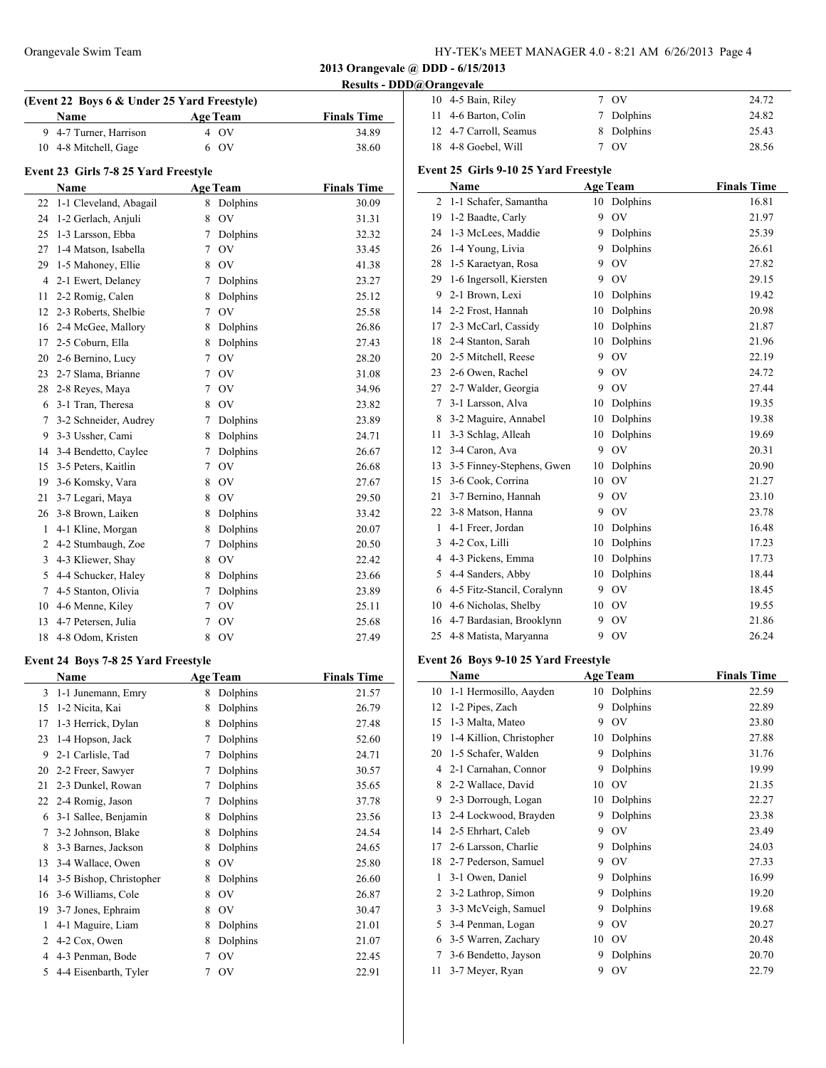## 2013 Orangevale @ DDD - 6/15/2013

### Results - DDD@Orangevale

#### (Event 22 Boys 6 & Under 25 Yard Freestyle)

| | Name | Age | Team | Finals Time |
|---|---|---|---|---|
| 9 | 4-7 Turner, Harrison | 4 | OV | 34.89 |
| 10 | 4-8 Mitchell, Gage | 6 | OV | 38.60 |

#### Event 23 Girls 7-8 25 Yard Freestyle

| | Name | Age | Team | Finals Time |
|---|---|---|---|---|
| 22 | 1-1 Cleveland, Abagail | 8 | Dolphins | 30.09 |
| 24 | 1-2 Gerlach, Anjuli | 8 | OV | 31.31 |
| 25 | 1-3 Larsson, Ebba | 7 | Dolphins | 32.32 |
| 27 | 1-4 Matson, Isabella | 7 | OV | 33.45 |
| 29 | 1-5 Mahoney, Ellie | 8 | OV | 41.38 |
| 4 | 2-1 Ewert, Delaney | 7 | Dolphins | 23.27 |
| 11 | 2-2 Romig, Calen | 8 | Dolphins | 25.12 |
| 12 | 2-3 Roberts, Shelbie | 7 | OV | 25.58 |
| 16 | 2-4 McGee, Mallory | 8 | Dolphins | 26.86 |
| 17 | 2-5 Coburn, Ella | 8 | Dolphins | 27.43 |
| 20 | 2-6 Bernino, Lucy | 7 | OV | 28.20 |
| 23 | 2-7 Slama, Brianne | 7 | OV | 31.08 |
| 28 | 2-8 Reyes, Maya | 7 | OV | 34.96 |
| 6 | 3-1 Tran, Theresa | 8 | OV | 23.82 |
| 7 | 3-2 Schneider, Audrey | 7 | Dolphins | 23.89 |
| 9 | 3-3 Ussher, Cami | 8 | Dolphins | 24.71 |
| 14 | 3-4 Bendetto, Caylee | 7 | Dolphins | 26.67 |
| 15 | 3-5 Peters, Kaitlin | 7 | OV | 26.68 |
| 19 | 3-6 Komsky, Vara | 8 | OV | 27.67 |
| 21 | 3-7 Legari, Maya | 8 | OV | 29.50 |
| 26 | 3-8 Brown, Laiken | 8 | Dolphins | 33.42 |
| 1 | 4-1 Kline, Morgan | 8 | Dolphins | 20.07 |
| 2 | 4-2 Stumbaugh, Zoe | 7 | Dolphins | 20.50 |
| 3 | 4-3 Kliewer, Shay | 8 | OV | 22.42 |
| 5 | 4-4 Schucker, Haley | 8 | Dolphins | 23.66 |
| 7 | 4-5 Stanton, Olivia | 7 | Dolphins | 23.89 |
| 10 | 4-6 Menne, Kiley | 7 | OV | 25.11 |
| 13 | 4-7 Petersen, Julia | 7 | OV | 25.68 |
| 18 | 4-8 Odom, Kristen | 8 | OV | 27.49 |

#### Event 24 Boys 7-8 25 Yard Freestyle

| | Name | Age | Team | Finals Time |
|---|---|---|---|---|
| 3 | 1-1 Junemann, Emry | 8 | Dolphins | 21.57 |
| 15 | 1-2 Nicita, Kai | 8 | Dolphins | 26.79 |
| 17 | 1-3 Herrick, Dylan | 8 | Dolphins | 27.48 |
| 23 | 1-4 Hopson, Jack | 7 | Dolphins | 52.60 |
| 9 | 2-1 Carlisle, Tad | 7 | Dolphins | 24.71 |
| 20 | 2-2 Freer, Sawyer | 7 | Dolphins | 30.57 |
| 21 | 2-3 Dunkel, Rowan | 7 | Dolphins | 35.65 |
| 22 | 2-4 Romig, Jason | 7 | Dolphins | 37.78 |
| 6 | 3-1 Sallee, Benjamin | 8 | Dolphins | 23.56 |
| 7 | 3-2 Johnson, Blake | 8 | Dolphins | 24.54 |
| 8 | 3-3 Barnes, Jackson | 8 | Dolphins | 24.65 |
| 13 | 3-4 Wallace, Owen | 8 | OV | 25.80 |
| 14 | 3-5 Bishop, Christopher | 8 | Dolphins | 26.60 |
| 16 | 3-6 Williams, Cole | 8 | OV | 26.87 |
| 19 | 3-7 Jones, Ephraim | 8 | OV | 30.47 |
| 1 | 4-1 Maguire, Liam | 8 | Dolphins | 21.01 |
| 2 | 4-2 Cox, Owen | 8 | Dolphins | 21.07 |
| 4 | 4-3 Penman, Bode | 7 | OV | 22.45 |
| 5 | 4-4 Eisenbarth, Tyler | 7 | OV | 22.91 |
| 10 | 4-5 Bain, Riley | 7 | OV | 24.72 |
| 11 | 4-6 Barton, Colin | 7 | Dolphins | 24.82 |
| 12 | 4-7 Carroll, Seamus | 8 | Dolphins | 25.43 |
| 18 | 4-8 Goebel, Will | 7 | OV | 28.56 |

#### Event 25 Girls 9-10 25 Yard Freestyle

| | Name | Age | Team | Finals Time |
|---|---|---|---|---|
| 2 | 1-1 Schafer, Samantha | 10 | Dolphins | 16.81 |
| 19 | 1-2 Baadte, Carly | 9 | OV | 21.97 |
| 24 | 1-3 McLees, Maddie | 9 | Dolphins | 25.39 |
| 26 | 1-4 Young, Livia | 9 | Dolphins | 26.61 |
| 28 | 1-5 Karaetyan, Rosa | 9 | OV | 27.82 |
| 29 | 1-6 Ingersoll, Kiersten | 9 | OV | 29.15 |
| 9 | 2-1 Brown, Lexi | 10 | Dolphins | 19.42 |
| 14 | 2-2 Frost, Hannah | 10 | Dolphins | 20.98 |
| 17 | 2-3 McCarl, Cassidy | 10 | Dolphins | 21.87 |
| 18 | 2-4 Stanton, Sarah | 10 | Dolphins | 21.96 |
| 20 | 2-5 Mitchell, Reese | 9 | OV | 22.19 |
| 23 | 2-6 Owen, Rachel | 9 | OV | 24.72 |
| 27 | 2-7 Walder, Georgia | 9 | OV | 27.44 |
| 7 | 3-1 Larsson, Alva | 10 | Dolphins | 19.35 |
| 8 | 3-2 Maguire, Annabel | 10 | Dolphins | 19.38 |
| 11 | 3-3 Schlag, Alleah | 10 | Dolphins | 19.69 |
| 12 | 3-4 Caron, Ava | 9 | OV | 20.31 |
| 13 | 3-5 Finney-Stephens, Gwen | 10 | Dolphins | 20.90 |
| 15 | 3-6 Cook, Corrina | 10 | OV | 21.27 |
| 21 | 3-7 Bernino, Hannah | 9 | OV | 23.10 |
| 22 | 3-8 Matson, Hanna | 9 | OV | 23.78 |
| 1 | 4-1 Freer, Jordan | 10 | Dolphins | 16.48 |
| 3 | 4-2 Cox, Lilli | 10 | Dolphins | 17.23 |
| 4 | 4-3 Pickens, Emma | 10 | Dolphins | 17.73 |
| 5 | 4-4 Sanders, Abby | 10 | Dolphins | 18.44 |
| 6 | 4-5 Fitz-Stancil, Coralynn | 9 | OV | 18.45 |
| 10 | 4-6 Nicholas, Shelby | 10 | OV | 19.55 |
| 16 | 4-7 Bardasian, Brooklynn | 9 | OV | 21.86 |
| 25 | 4-8 Matista, Maryanna | 9 | OV | 26.24 |

#### Event 26 Boys 9-10 25 Yard Freestyle

| | Name | Age | Team | Finals Time |
|---|---|---|---|---|
| 10 | 1-1 Hermosillo, Ayden | 10 | Dolphins | 22.59 |
| 12 | 1-2 Pipes, Zach | 9 | Dolphins | 22.89 |
| 15 | 1-3 Malta, Mateo | 9 | OV | 23.80 |
| 19 | 1-4 Killion, Christopher | 10 | Dolphins | 27.88 |
| 20 | 1-5 Schafer, Walden | 9 | Dolphins | 31.76 |
| 4 | 2-1 Carnahan, Connor | 9 | Dolphins | 19.99 |
| 8 | 2-2 Wallace, David | 10 | OV | 21.35 |
| 9 | 2-3 Dorrough, Logan | 10 | Dolphins | 22.27 |
| 13 | 2-4 Lockwood, Brayden | 9 | Dolphins | 23.38 |
| 14 | 2-5 Ehrhart, Caleb | 9 | OV | 23.49 |
| 17 | 2-6 Larsson, Charlie | 9 | Dolphins | 24.03 |
| 18 | 2-7 Pederson, Samuel | 9 | OV | 27.33 |
| 1 | 3-1 Owen, Daniel | 9 | Dolphins | 16.99 |
| 2 | 3-2 Lathrop, Simon | 9 | Dolphins | 19.20 |
| 3 | 3-3 McVeigh, Samuel | 9 | Dolphins | 19.68 |
| 5 | 3-4 Penman, Logan | 9 | OV | 20.27 |
| 6 | 3-5 Warren, Zachary | 10 | OV | 20.48 |
| 7 | 3-6 Bendetto, Jayson | 9 | Dolphins | 20.70 |
| 11 | 3-7 Meyer, Ryan | 9 | OV | 22.79 |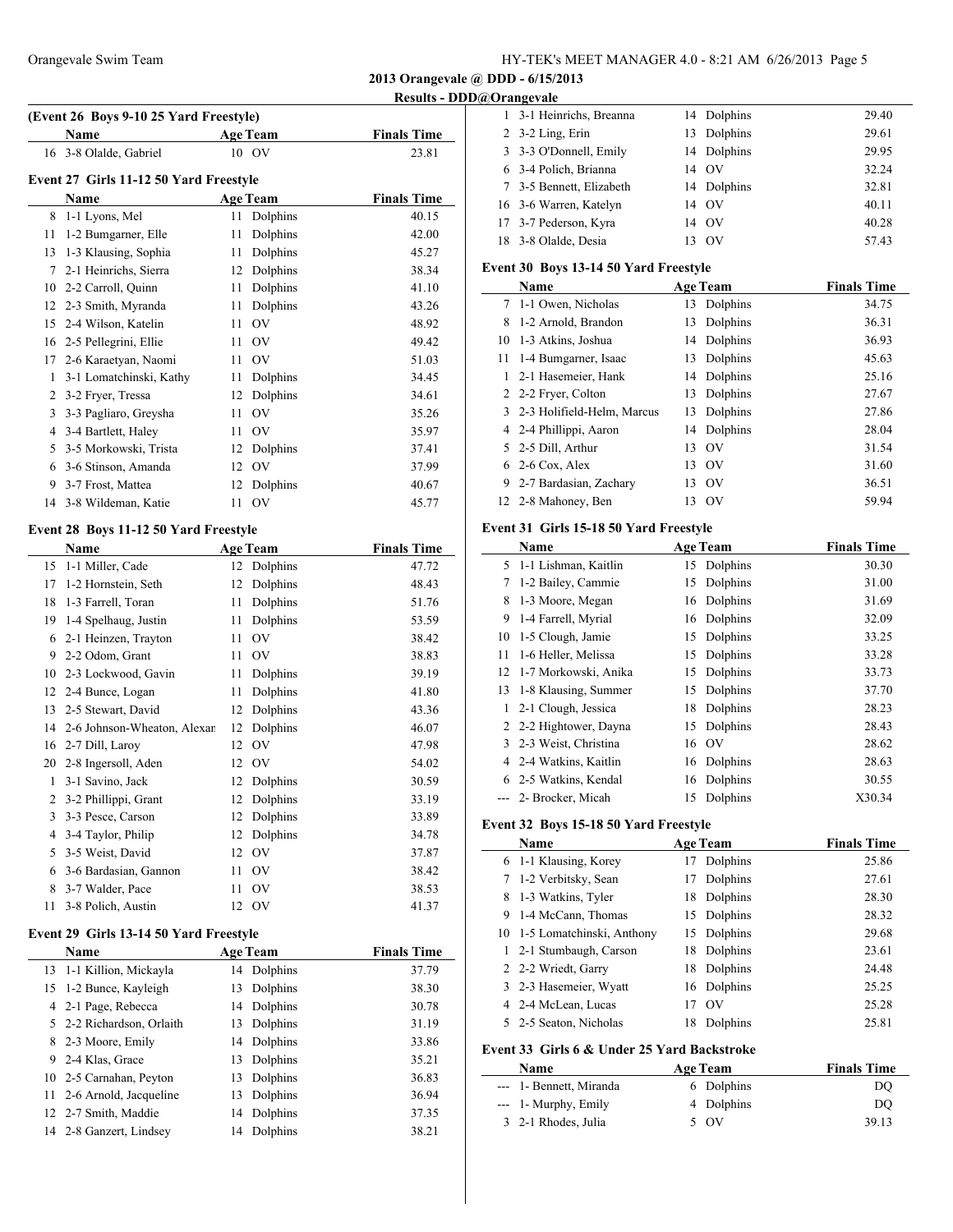## 2013 Orangevale @ DDD - 6/15/2013

### Results - DDD@Orangevale

**(Event 26 Boys 9-10 25 Yard Freestyle)**

| | Name | Age | Team | Finals Time |
|---|---|---|---|---|
| 16 | 3-8 Olalde, Gabriel | 10 | OV | 23.81 |

**Event 27 Girls 11-12 50 Yard Freestyle**

| | Name | Age | Team | Finals Time |
|---|---|---|---|---|
| 8 | 1-1 Lyons, Mel | 11 | Dolphins | 40.15 |
| 11 | 1-2 Bumgarner, Elle | 11 | Dolphins | 42.00 |
| 13 | 1-3 Klausing, Sophia | 11 | Dolphins | 45.27 |
| 7 | 2-1 Heinrichs, Sierra | 12 | Dolphins | 38.34 |
| 10 | 2-2 Carroll, Quinn | 11 | Dolphins | 41.10 |
| 12 | 2-3 Smith, Myranda | 11 | Dolphins | 43.26 |
| 15 | 2-4 Wilson, Katelin | 11 | OV | 48.92 |
| 16 | 2-5 Pellegrini, Ellie | 11 | OV | 49.42 |
| 17 | 2-6 Karaetyan, Naomi | 11 | OV | 51.03 |
| 1 | 3-1 Lomatchinski, Kathy | 11 | Dolphins | 34.45 |
| 2 | 3-2 Fryer, Tressa | 12 | Dolphins | 34.61 |
| 3 | 3-3 Pagliaro, Greysha | 11 | OV | 35.26 |
| 4 | 3-4 Bartlett, Haley | 11 | OV | 35.97 |
| 5 | 3-5 Morkowski, Trista | 12 | Dolphins | 37.41 |
| 6 | 3-6 Stinson, Amanda | 12 | OV | 37.99 |
| 9 | 3-7 Frost, Mattea | 12 | Dolphins | 40.67 |
| 14 | 3-8 Wildeman, Katie | 11 | OV | 45.77 |

**Event 28 Boys 11-12 50 Yard Freestyle**

| | Name | Age | Team | Finals Time |
|---|---|---|---|---|
| 15 | 1-1 Miller, Cade | 12 | Dolphins | 47.72 |
| 17 | 1-2 Hornstein, Seth | 12 | Dolphins | 48.43 |
| 18 | 1-3 Farrell, Toran | 11 | Dolphins | 51.76 |
| 19 | 1-4 Spelhaug, Justin | 11 | Dolphins | 53.59 |
| 6 | 2-1 Heinzen, Trayton | 11 | OV | 38.42 |
| 9 | 2-2 Odom, Grant | 11 | OV | 38.83 |
| 10 | 2-3 Lockwood, Gavin | 11 | Dolphins | 39.19 |
| 12 | 2-4 Bunce, Logan | 11 | Dolphins | 41.80 |
| 13 | 2-5 Stewart, David | 12 | Dolphins | 43.36 |
| 14 | 2-6 Johnson-Wheaton, Alexan | 12 | Dolphins | 46.07 |
| 16 | 2-7 Dill, Laroy | 12 | OV | 47.98 |
| 20 | 2-8 Ingersoll, Aden | 12 | OV | 54.02 |
| 1 | 3-1 Savino, Jack | 12 | Dolphins | 30.59 |
| 2 | 3-2 Phillippi, Grant | 12 | Dolphins | 33.19 |
| 3 | 3-3 Pesce, Carson | 12 | Dolphins | 33.89 |
| 4 | 3-4 Taylor, Philip | 12 | Dolphins | 34.78 |
| 5 | 3-5 Weist, David | 12 | OV | 37.87 |
| 6 | 3-6 Bardasian, Gannon | 11 | OV | 38.42 |
| 8 | 3-7 Walder, Pace | 11 | OV | 38.53 |
| 11 | 3-8 Polich, Austin | 12 | OV | 41.37 |

**Event 29 Girls 13-14 50 Yard Freestyle**

| | Name | Age | Team | Finals Time |
|---|---|---|---|---|
| 13 | 1-1 Killion, Mickayla | 14 | Dolphins | 37.79 |
| 15 | 1-2 Bunce, Kayleigh | 13 | Dolphins | 38.30 |
| 4 | 2-1 Page, Rebecca | 14 | Dolphins | 30.78 |
| 5 | 2-2 Richardson, Orlaith | 13 | Dolphins | 31.19 |
| 8 | 2-3 Moore, Emily | 14 | Dolphins | 33.86 |
| 9 | 2-4 Klas, Grace | 13 | Dolphins | 35.21 |
| 10 | 2-5 Carnahan, Peyton | 13 | Dolphins | 36.83 |
| 11 | 2-6 Arnold, Jacqueline | 13 | Dolphins | 36.94 |
| 12 | 2-7 Smith, Maddie | 14 | Dolphins | 37.35 |
| 14 | 2-8 Ganzert, Lindsey | 14 | Dolphins | 38.21 |
| 1 | 3-1 Heinrichs, Breanna | 14 | Dolphins | 29.40 |
| 2 | 3-2 Ling, Erin | 13 | Dolphins | 29.61 |
| 3 | 3-3 O'Donnell, Emily | 14 | Dolphins | 29.95 |
| 6 | 3-4 Polich, Brianna | 14 | OV | 32.24 |
| 7 | 3-5 Bennett, Elizabeth | 14 | Dolphins | 32.81 |
| 16 | 3-6 Warren, Katelyn | 14 | OV | 40.11 |
| 17 | 3-7 Pederson, Kyra | 14 | OV | 40.28 |
| 18 | 3-8 Olalde, Desia | 13 | OV | 57.43 |

**Event 30 Boys 13-14 50 Yard Freestyle**

| | Name | Age | Team | Finals Time |
|---|---|---|---|---|
| 7 | 1-1 Owen, Nicholas | 13 | Dolphins | 34.75 |
| 8 | 1-2 Arnold, Brandon | 13 | Dolphins | 36.31 |
| 10 | 1-3 Atkins, Joshua | 14 | Dolphins | 36.93 |
| 11 | 1-4 Bumgarner, Isaac | 13 | Dolphins | 45.63 |
| 1 | 2-1 Hasemeier, Hank | 14 | Dolphins | 25.16 |
| 2 | 2-2 Fryer, Colton | 13 | Dolphins | 27.67 |
| 3 | 2-3 Holifield-Helm, Marcus | 13 | Dolphins | 27.86 |
| 4 | 2-4 Phillippi, Aaron | 14 | Dolphins | 28.04 |
| 5 | 2-5 Dill, Arthur | 13 | OV | 31.54 |
| 6 | 2-6 Cox, Alex | 13 | OV | 31.60 |
| 9 | 2-7 Bardasian, Zachary | 13 | OV | 36.51 |
| 12 | 2-8 Mahoney, Ben | 13 | OV | 59.94 |

**Event 31 Girls 15-18 50 Yard Freestyle**

| | Name | Age | Team | Finals Time |
|---|---|---|---|---|
| 5 | 1-1 Lishman, Kaitlin | 15 | Dolphins | 30.30 |
| 7 | 1-2 Bailey, Cammie | 15 | Dolphins | 31.00 |
| 8 | 1-3 Moore, Megan | 16 | Dolphins | 31.69 |
| 9 | 1-4 Farrell, Myrial | 16 | Dolphins | 32.09 |
| 10 | 1-5 Clough, Jamie | 15 | Dolphins | 33.25 |
| 11 | 1-6 Heller, Melissa | 15 | Dolphins | 33.28 |
| 12 | 1-7 Morkowski, Anika | 15 | Dolphins | 33.73 |
| 13 | 1-8 Klausing, Summer | 15 | Dolphins | 37.70 |
| 1 | 2-1 Clough, Jessica | 18 | Dolphins | 28.23 |
| 2 | 2-2 Hightower, Dayna | 15 | Dolphins | 28.43 |
| 3 | 2-3 Weist, Christina | 16 | OV | 28.62 |
| 4 | 2-4 Watkins, Kaitlin | 16 | Dolphins | 28.63 |
| 6 | 2-5 Watkins, Kendal | 16 | Dolphins | 30.55 |
| --- | 2- Brocker, Micah | 15 | Dolphins | X30.34 |

**Event 32 Boys 15-18 50 Yard Freestyle**

| | Name | Age | Team | Finals Time |
|---|---|---|---|---|
| 6 | 1-1 Klausing, Korey | 17 | Dolphins | 25.86 |
| 7 | 1-2 Verbitsky, Sean | 17 | Dolphins | 27.61 |
| 8 | 1-3 Watkins, Tyler | 18 | Dolphins | 28.30 |
| 9 | 1-4 McCann, Thomas | 15 | Dolphins | 28.32 |
| 10 | 1-5 Lomatchinski, Anthony | 15 | Dolphins | 29.68 |
| 1 | 2-1 Stumbaugh, Carson | 18 | Dolphins | 23.61 |
| 2 | 2-2 Wriedt, Garry | 18 | Dolphins | 24.48 |
| 3 | 2-3 Hasemeier, Wyatt | 16 | Dolphins | 25.25 |
| 4 | 2-4 McLean, Lucas | 17 | OV | 25.28 |
| 5 | 2-5 Seaton, Nicholas | 18 | Dolphins | 25.81 |

**Event 33 Girls 6 & Under 25 Yard Backstroke**

| | Name | Age | Team | Finals Time |
|---|---|---|---|---|
| --- | 1- Bennett, Miranda | 6 | Dolphins | DQ |
| --- | 1- Murphy, Emily | 4 | Dolphins | DQ |
| 3 | 2-1 Rhodes, Julia | 5 | OV | 39.13 |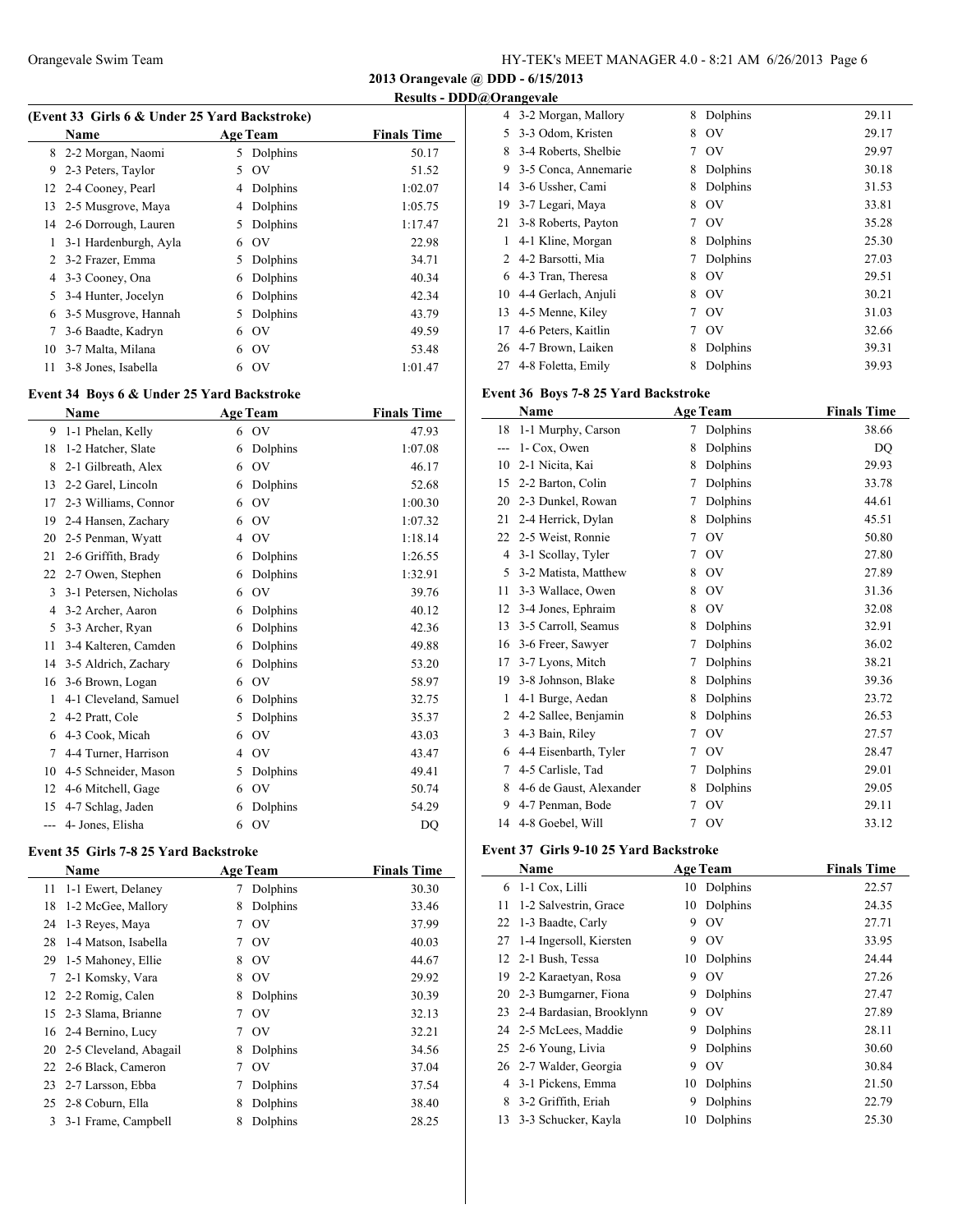**2013 Orangevale @ DDD - 6/15/2013**

**Results - DDD@Orangevale**

### (Event 33 Girls 6 & Under 25 Yard Backstroke)

| | Name | Age | Team | Finals Time |
|---|---|---|---|---|
| 8 | 2-2 Morgan, Naomi | 5 | Dolphins | 50.17 |
| 9 | 2-3 Peters, Taylor | 5 | OV | 51.52 |
| 12 | 2-4 Cooney, Pearl | 4 | Dolphins | 1:02.07 |
| 13 | 2-5 Musgrove, Maya | 4 | Dolphins | 1:05.75 |
| 14 | 2-6 Dorrough, Lauren | 5 | Dolphins | 1:17.47 |
| 1 | 3-1 Hardenburgh, Ayla | 6 | OV | 22.98 |
| 2 | 3-2 Frazer, Emma | 5 | Dolphins | 34.71 |
| 4 | 3-3 Cooney, Ona | 6 | Dolphins | 40.34 |
| 5 | 3-4 Hunter, Jocelyn | 6 | Dolphins | 42.34 |
| 6 | 3-5 Musgrove, Hannah | 5 | Dolphins | 43.79 |
| 7 | 3-6 Baadte, Kadryn | 6 | OV | 49.59 |
| 10 | 3-7 Malta, Milana | 6 | OV | 53.48 |
| 11 | 3-8 Jones, Isabella | 6 | OV | 1:01.47 |

### Event 34 Boys 6 & Under 25 Yard Backstroke

| | Name | Age | Team | Finals Time |
|---|---|---|---|---|
| 9 | 1-1 Phelan, Kelly | 6 | OV | 47.93 |
| 18 | 1-2 Hatcher, Slate | 6 | Dolphins | 1:07.08 |
| 8 | 2-1 Gilbreath, Alex | 6 | OV | 46.17 |
| 13 | 2-2 Garel, Lincoln | 6 | Dolphins | 52.68 |
| 17 | 2-3 Williams, Connor | 6 | OV | 1:00.30 |
| 19 | 2-4 Hansen, Zachary | 6 | OV | 1:07.32 |
| 20 | 2-5 Penman, Wyatt | 4 | OV | 1:18.14 |
| 21 | 2-6 Griffith, Brady | 6 | Dolphins | 1:26.55 |
| 22 | 2-7 Owen, Stephen | 6 | Dolphins | 1:32.91 |
| 3 | 3-1 Petersen, Nicholas | 6 | OV | 39.76 |
| 4 | 3-2 Archer, Aaron | 6 | Dolphins | 40.12 |
| 5 | 3-3 Archer, Ryan | 6 | Dolphins | 42.36 |
| 11 | 3-4 Kalteren, Camden | 6 | Dolphins | 49.88 |
| 14 | 3-5 Aldrich, Zachary | 6 | Dolphins | 53.20 |
| 16 | 3-6 Brown, Logan | 6 | OV | 58.97 |
| 1 | 4-1 Cleveland, Samuel | 6 | Dolphins | 32.75 |
| 2 | 4-2 Pratt, Cole | 5 | Dolphins | 35.37 |
| 6 | 4-3 Cook, Micah | 6 | OV | 43.03 |
| 7 | 4-4 Turner, Harrison | 4 | OV | 43.47 |
| 10 | 4-5 Schneider, Mason | 5 | Dolphins | 49.41 |
| 12 | 4-6 Mitchell, Gage | 6 | OV | 50.74 |
| 15 | 4-7 Schlag, Jaden | 6 | Dolphins | 54.29 |
| --- | 4- Jones, Elisha | 6 | OV | DQ |

### Event 35 Girls 7-8 25 Yard Backstroke

| | Name | Age | Team | Finals Time |
|---|---|---|---|---|
| 11 | 1-1 Ewert, Delaney | 7 | Dolphins | 30.30 |
| 18 | 1-2 McGee, Mallory | 8 | Dolphins | 33.46 |
| 24 | 1-3 Reyes, Maya | 7 | OV | 37.99 |
| 28 | 1-4 Matson, Isabella | 7 | OV | 40.03 |
| 29 | 1-5 Mahoney, Ellie | 8 | OV | 44.67 |
| 7 | 2-1 Komsky, Vara | 8 | OV | 29.92 |
| 12 | 2-2 Romig, Calen | 8 | Dolphins | 30.39 |
| 15 | 2-3 Slama, Brianne | 7 | OV | 32.13 |
| 16 | 2-4 Bernino, Lucy | 7 | OV | 32.21 |
| 20 | 2-5 Cleveland, Abagail | 8 | Dolphins | 34.56 |
| 22 | 2-6 Black, Cameron | 7 | OV | 37.04 |
| 23 | 2-7 Larsson, Ebba | 7 | Dolphins | 37.54 |
| 25 | 2-8 Coburn, Ella | 8 | Dolphins | 38.40 |
| 3 | 3-1 Frame, Campbell | 8 | Dolphins | 28.25 |
| 4 | 3-2 Morgan, Mallory | 8 | Dolphins | 29.11 |
| 5 | 3-3 Odom, Kristen | 8 | OV | 29.17 |
| 8 | 3-4 Roberts, Shelbie | 7 | OV | 29.97 |
| 9 | 3-5 Conca, Annemarie | 8 | Dolphins | 30.18 |
| 14 | 3-6 Ussher, Cami | 8 | Dolphins | 31.53 |
| 19 | 3-7 Legari, Maya | 8 | OV | 33.81 |
| 21 | 3-8 Roberts, Payton | 7 | OV | 35.28 |
| 1 | 4-1 Kline, Morgan | 8 | Dolphins | 25.30 |
| 2 | 4-2 Barsotti, Mia | 7 | Dolphins | 27.03 |
| 6 | 4-3 Tran, Theresa | 8 | OV | 29.51 |
| 10 | 4-4 Gerlach, Anjuli | 8 | OV | 30.21 |
| 13 | 4-5 Menne, Kiley | 7 | OV | 31.03 |
| 17 | 4-6 Peters, Kaitlin | 7 | OV | 32.66 |
| 26 | 4-7 Brown, Laiken | 8 | Dolphins | 39.31 |
| 27 | 4-8 Foletta, Emily | 8 | Dolphins | 39.93 |

### Event 36 Boys 7-8 25 Yard Backstroke

| | Name | Age | Team | Finals Time |
|---|---|---|---|---|
| 18 | 1-1 Murphy, Carson | 7 | Dolphins | 38.66 |
| --- | 1- Cox, Owen | 8 | Dolphins | DQ |
| 10 | 2-1 Nicita, Kai | 8 | Dolphins | 29.93 |
| 15 | 2-2 Barton, Colin | 7 | Dolphins | 33.78 |
| 20 | 2-3 Dunkel, Rowan | 7 | Dolphins | 44.61 |
| 21 | 2-4 Herrick, Dylan | 8 | Dolphins | 45.51 |
| 22 | 2-5 Weist, Ronnie | 7 | OV | 50.80 |
| 4 | 3-1 Scollay, Tyler | 7 | OV | 27.80 |
| 5 | 3-2 Matista, Matthew | 8 | OV | 27.89 |
| 11 | 3-3 Wallace, Owen | 8 | OV | 31.36 |
| 12 | 3-4 Jones, Ephraim | 8 | OV | 32.08 |
| 13 | 3-5 Carroll, Seamus | 8 | Dolphins | 32.91 |
| 16 | 3-6 Freer, Sawyer | 7 | Dolphins | 36.02 |
| 17 | 3-7 Lyons, Mitch | 7 | Dolphins | 38.21 |
| 19 | 3-8 Johnson, Blake | 8 | Dolphins | 39.36 |
| 1 | 4-1 Burge, Aedan | 8 | Dolphins | 23.72 |
| 2 | 4-2 Sallee, Benjamin | 8 | Dolphins | 26.53 |
| 3 | 4-3 Bain, Riley | 7 | OV | 27.57 |
| 6 | 4-4 Eisenbarth, Tyler | 7 | OV | 28.47 |
| 7 | 4-5 Carlisle, Tad | 7 | Dolphins | 29.01 |
| 8 | 4-6 de Gaust, Alexander | 8 | Dolphins | 29.05 |
| 9 | 4-7 Penman, Bode | 7 | OV | 29.11 |
| 14 | 4-8 Goebel, Will | 7 | OV | 33.12 |

### Event 37 Girls 9-10 25 Yard Backstroke

| | Name | Age | Team | Finals Time |
|---|---|---|---|---|
| 6 | 1-1 Cox, Lilli | 10 | Dolphins | 22.57 |
| 11 | 1-2 Salvestrin, Grace | 10 | Dolphins | 24.35 |
| 22 | 1-3 Baadte, Carly | 9 | OV | 27.71 |
| 27 | 1-4 Ingersoll, Kiersten | 9 | OV | 33.95 |
| 12 | 2-1 Bush, Tessa | 10 | Dolphins | 24.44 |
| 19 | 2-2 Karaetyan, Rosa | 9 | OV | 27.26 |
| 20 | 2-3 Bumgarner, Fiona | 9 | Dolphins | 27.47 |
| 23 | 2-4 Bardasian, Brooklynn | 9 | OV | 27.89 |
| 24 | 2-5 McLees, Maddie | 9 | Dolphins | 28.11 |
| 25 | 2-6 Young, Livia | 9 | Dolphins | 30.60 |
| 26 | 2-7 Walder, Georgia | 9 | OV | 30.84 |
| 4 | 3-1 Pickens, Emma | 10 | Dolphins | 21.50 |
| 8 | 3-2 Griffith, Eriah | 9 | Dolphins | 22.79 |
| 13 | 3-3 Schucker, Kayla | 10 | Dolphins | 25.30 |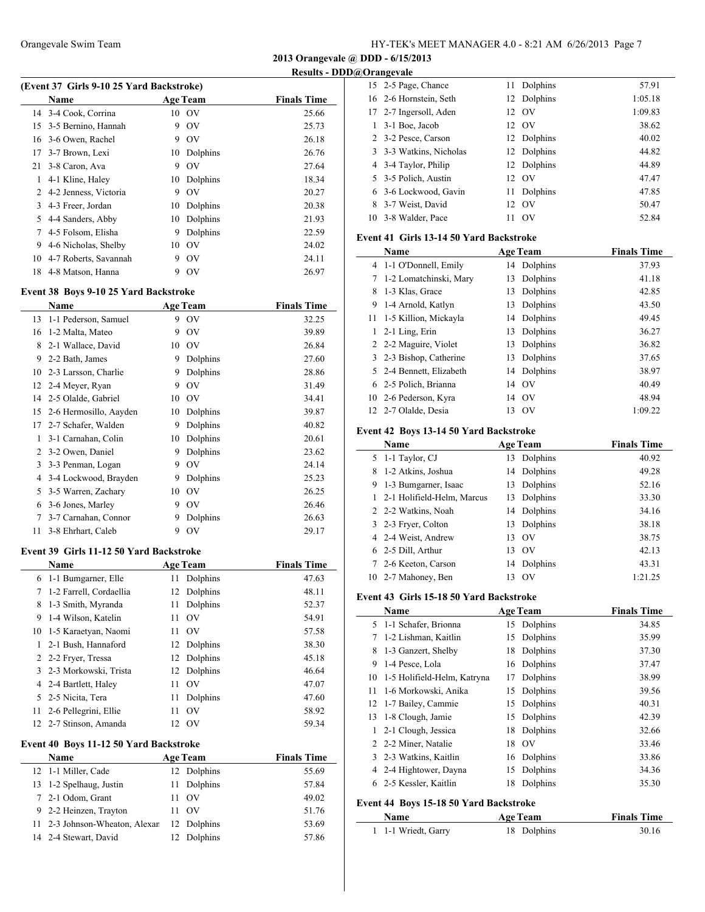## 2013 Orangevale @ DDD - 6/15/2013

### Results - DDD@Orangevale

#### (Event 37 Girls 9-10 25 Yard Backstroke)

| | Name | Age | Team | Finals Time |
|---|---|---|---|---|
| 14 | 3-4 Cook, Corrina | 10 | OV | 25.66 |
| 15 | 3-5 Bernino, Hannah | 9 | OV | 25.73 |
| 16 | 3-6 Owen, Rachel | 9 | OV | 26.18 |
| 17 | 3-7 Brown, Lexi | 10 | Dolphins | 26.76 |
| 21 | 3-8 Caron, Ava | 9 | OV | 27.64 |
| 1 | 4-1 Kline, Haley | 10 | Dolphins | 18.34 |
| 2 | 4-2 Jenness, Victoria | 9 | OV | 20.27 |
| 3 | 4-3 Freer, Jordan | 10 | Dolphins | 20.38 |
| 5 | 4-4 Sanders, Abby | 10 | Dolphins | 21.93 |
| 7 | 4-5 Folsom, Elisha | 9 | Dolphins | 22.59 |
| 9 | 4-6 Nicholas, Shelby | 10 | OV | 24.02 |
| 10 | 4-7 Roberts, Savannah | 9 | OV | 24.11 |
| 18 | 4-8 Matson, Hanna | 9 | OV | 26.97 |

#### Event 38 Boys 9-10 25 Yard Backstroke

| | Name | Age | Team | Finals Time |
|---|---|---|---|---|
| 13 | 1-1 Pederson, Samuel | 9 | OV | 32.25 |
| 16 | 1-2 Malta, Mateo | 9 | OV | 39.89 |
| 8 | 2-1 Wallace, David | 10 | OV | 26.84 |
| 9 | 2-2 Bath, James | 9 | Dolphins | 27.60 |
| 10 | 2-3 Larsson, Charlie | 9 | Dolphins | 28.86 |
| 12 | 2-4 Meyer, Ryan | 9 | OV | 31.49 |
| 14 | 2-5 Olalde, Gabriel | 10 | OV | 34.41 |
| 15 | 2-6 Hermosillo, Aayden | 10 | Dolphins | 39.87 |
| 17 | 2-7 Schafer, Walden | 9 | Dolphins | 40.82 |
| 1 | 3-1 Carnahan, Colin | 10 | Dolphins | 20.61 |
| 2 | 3-2 Owen, Daniel | 9 | Dolphins | 23.62 |
| 3 | 3-3 Penman, Logan | 9 | OV | 24.14 |
| 4 | 3-4 Lockwood, Brayden | 9 | Dolphins | 25.23 |
| 5 | 3-5 Warren, Zachary | 10 | OV | 26.25 |
| 6 | 3-6 Jones, Marley | 9 | OV | 26.46 |
| 7 | 3-7 Carnahan, Connor | 9 | Dolphins | 26.63 |
| 11 | 3-8 Ehrhart, Caleb | 9 | OV | 29.17 |

#### Event 39 Girls 11-12 50 Yard Backstroke

| | Name | Age | Team | Finals Time |
|---|---|---|---|---|
| 6 | 1-1 Bumgarner, Elle | 11 | Dolphins | 47.63 |
| 7 | 1-2 Farrell, Cordaellia | 12 | Dolphins | 48.11 |
| 8 | 1-3 Smith, Myranda | 11 | Dolphins | 52.37 |
| 9 | 1-4 Wilson, Katelin | 11 | OV | 54.91 |
| 10 | 1-5 Karaetyan, Naomi | 11 | OV | 57.58 |
| 1 | 2-1 Bush, Hannaford | 12 | Dolphins | 38.30 |
| 2 | 2-2 Fryer, Tressa | 12 | Dolphins | 45.18 |
| 3 | 2-3 Morkowski, Trista | 12 | Dolphins | 46.64 |
| 4 | 2-4 Bartlett, Haley | 11 | OV | 47.07 |
| 5 | 2-5 Nicita, Tera | 11 | Dolphins | 47.60 |
| 11 | 2-6 Pellegrini, Ellie | 11 | OV | 58.92 |
| 12 | 2-7 Stinson, Amanda | 12 | OV | 59.34 |

#### Event 40 Boys 11-12 50 Yard Backstroke

| | Name | Age | Team | Finals Time |
|---|---|---|---|---|
| 12 | 1-1 Miller, Cade | 12 | Dolphins | 55.69 |
| 13 | 1-2 Spelhaug, Justin | 11 | Dolphins | 57.84 |
| 7 | 2-1 Odom, Grant | 11 | OV | 49.02 |
| 9 | 2-2 Heinzen, Trayton | 11 | OV | 51.76 |
| 11 | 2-3 Johnson-Wheaton, Alexan | 12 | Dolphins | 53.69 |
| 14 | 2-4 Stewart, David | 12 | Dolphins | 57.86 |
| 15 | 2-5 Page, Chance | 11 | Dolphins | 57.91 |
| 16 | 2-6 Hornstein, Seth | 12 | Dolphins | 1:05.18 |
| 17 | 2-7 Ingersoll, Aden | 12 | OV | 1:09.83 |
| 1 | 3-1 Boe, Jacob | 12 | OV | 38.62 |
| 2 | 3-2 Pesce, Carson | 12 | Dolphins | 40.02 |
| 3 | 3-3 Watkins, Nicholas | 12 | Dolphins | 44.82 |
| 4 | 3-4 Taylor, Philip | 12 | Dolphins | 44.89 |
| 5 | 3-5 Polich, Austin | 12 | OV | 47.47 |
| 6 | 3-6 Lockwood, Gavin | 11 | Dolphins | 47.85 |
| 8 | 3-7 Weist, David | 12 | OV | 50.47 |
| 10 | 3-8 Walder, Pace | 11 | OV | 52.84 |

#### Event 41 Girls 13-14 50 Yard Backstroke

| | Name | Age | Team | Finals Time |
|---|---|---|---|---|
| 4 | 1-1 O'Donnell, Emily | 14 | Dolphins | 37.93 |
| 7 | 1-2 Lomatchinski, Mary | 13 | Dolphins | 41.18 |
| 8 | 1-3 Klas, Grace | 13 | Dolphins | 42.85 |
| 9 | 1-4 Arnold, Katlyn | 13 | Dolphins | 43.50 |
| 11 | 1-5 Killion, Mickayla | 14 | Dolphins | 49.45 |
| 1 | 2-1 Ling, Erin | 13 | Dolphins | 36.27 |
| 2 | 2-2 Maguire, Violet | 13 | Dolphins | 36.82 |
| 3 | 2-3 Bishop, Catherine | 13 | Dolphins | 37.65 |
| 5 | 2-4 Bennett, Elizabeth | 14 | Dolphins | 38.97 |
| 6 | 2-5 Polich, Brianna | 14 | OV | 40.49 |
| 10 | 2-6 Pederson, Kyra | 14 | OV | 48.94 |
| 12 | 2-7 Olalde, Desia | 13 | OV | 1:09.22 |

#### Event 42 Boys 13-14 50 Yard Backstroke

| | Name | Age | Team | Finals Time |
|---|---|---|---|---|
| 5 | 1-1 Taylor, CJ | 13 | Dolphins | 40.92 |
| 8 | 1-2 Atkins, Joshua | 14 | Dolphins | 49.28 |
| 9 | 1-3 Bumgarner, Isaac | 13 | Dolphins | 52.16 |
| 1 | 2-1 Holifield-Helm, Marcus | 13 | Dolphins | 33.30 |
| 2 | 2-2 Watkins, Noah | 14 | Dolphins | 34.16 |
| 3 | 2-3 Fryer, Colton | 13 | Dolphins | 38.18 |
| 4 | 2-4 Weist, Andrew | 13 | OV | 38.75 |
| 6 | 2-5 Dill, Arthur | 13 | OV | 42.13 |
| 7 | 2-6 Keeton, Carson | 14 | Dolphins | 43.31 |
| 10 | 2-7 Mahoney, Ben | 13 | OV | 1:21.25 |

#### Event 43 Girls 15-18 50 Yard Backstroke

| | Name | Age | Team | Finals Time |
|---|---|---|---|---|
| 5 | 1-1 Schafer, Brionna | 15 | Dolphins | 34.85 |
| 7 | 1-2 Lishman, Kaitlin | 15 | Dolphins | 35.99 |
| 8 | 1-3 Ganzert, Shelby | 18 | Dolphins | 37.30 |
| 9 | 1-4 Pesce, Lola | 16 | Dolphins | 37.47 |
| 10 | 1-5 Holifield-Helm, Katryna | 17 | Dolphins | 38.99 |
| 11 | 1-6 Morkowski, Anika | 15 | Dolphins | 39.56 |
| 12 | 1-7 Bailey, Cammie | 15 | Dolphins | 40.31 |
| 13 | 1-8 Clough, Jamie | 15 | Dolphins | 42.39 |
| 1 | 2-1 Clough, Jessica | 18 | Dolphins | 32.66 |
| 2 | 2-2 Miner, Natalie | 18 | OV | 33.46 |
| 3 | 2-3 Watkins, Kaitlin | 16 | Dolphins | 33.86 |
| 4 | 2-4 Hightower, Dayna | 15 | Dolphins | 34.36 |
| 6 | 2-5 Kessler, Kaitlin | 18 | Dolphins | 35.30 |

#### Event 44 Boys 15-18 50 Yard Backstroke

| | Name | Age | Team | Finals Time |
|---|---|---|---|---|
| 1 | 1-1 Wriedt, Garry | 18 | Dolphins | 30.16 |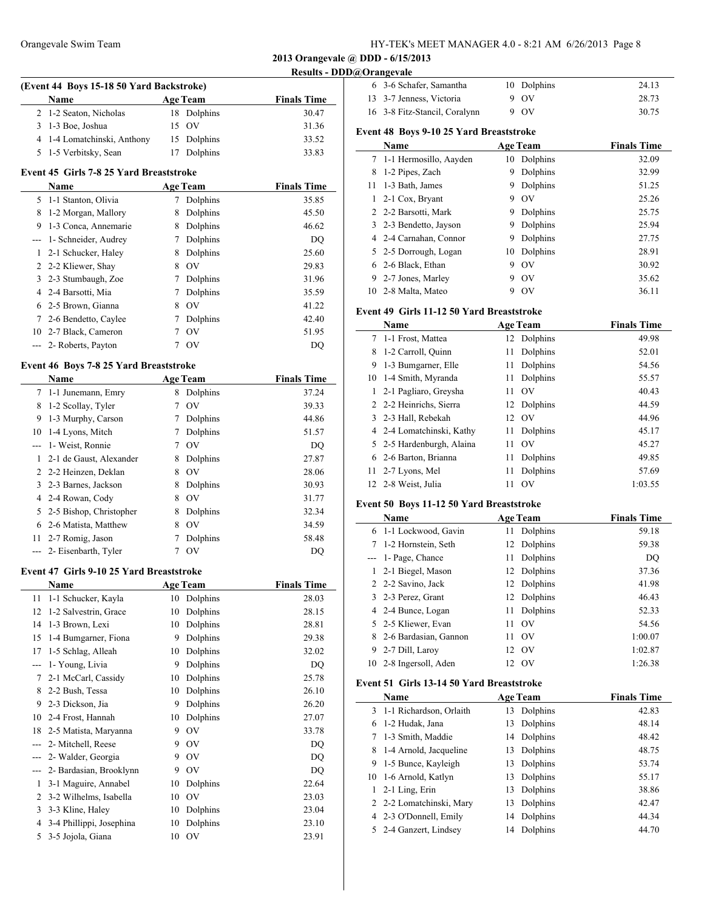**2013 Orangevale @ DDD - 6/15/2013**

**Results - DDD@Orangevale**

### (Event 44 Boys 15-18 50 Yard Backstroke)

| | Name | Age | Team | Finals Time |
|---|---|---|---|---|
| 2 | 1-2 Seaton, Nicholas | 18 | Dolphins | 30.47 |
| 3 | 1-3 Boe, Joshua | 15 | OV | 31.36 |
| 4 | 1-4 Lomatchinski, Anthony | 15 | Dolphins | 33.52 |
| 5 | 1-5 Verbitsky, Sean | 17 | Dolphins | 33.83 |

### Event 45 Girls 7-8 25 Yard Breaststroke

| | Name | Age | Team | Finals Time |
|---|---|---|---|---|
| 5 | 1-1 Stanton, Olivia | 7 | Dolphins | 35.85 |
| 8 | 1-2 Morgan, Mallory | 8 | Dolphins | 45.50 |
| 9 | 1-3 Conca, Annemarie | 8 | Dolphins | 46.62 |
| --- | 1- Schneider, Audrey | 7 | Dolphins | DQ |
| 1 | 2-1 Schucker, Haley | 8 | Dolphins | 25.60 |
| 2 | 2-2 Kliewer, Shay | 8 | OV | 29.83 |
| 3 | 2-3 Stumbaugh, Zoe | 7 | Dolphins | 31.96 |
| 4 | 2-4 Barsotti, Mia | 7 | Dolphins | 35.59 |
| 6 | 2-5 Brown, Gianna | 8 | OV | 41.22 |
| 7 | 2-6 Bendetto, Caylee | 7 | Dolphins | 42.40 |
| 10 | 2-7 Black, Cameron | 7 | OV | 51.95 |
| --- | 2- Roberts, Payton | 7 | OV | DQ |

### Event 46 Boys 7-8 25 Yard Breaststroke

| | Name | Age | Team | Finals Time |
|---|---|---|---|---|
| 7 | 1-1 Junemann, Emry | 8 | Dolphins | 37.24 |
| 8 | 1-2 Scollay, Tyler | 7 | OV | 39.33 |
| 9 | 1-3 Murphy, Carson | 7 | Dolphins | 44.86 |
| 10 | 1-4 Lyons, Mitch | 7 | Dolphins | 51.57 |
| --- | 1- Weist, Ronnie | 7 | OV | DQ |
| 1 | 2-1 de Gaust, Alexander | 8 | Dolphins | 27.87 |
| 2 | 2-2 Heinzen, Deklan | 8 | OV | 28.06 |
| 3 | 2-3 Barnes, Jackson | 8 | Dolphins | 30.93 |
| 4 | 2-4 Rowan, Cody | 8 | OV | 31.77 |
| 5 | 2-5 Bishop, Christopher | 8 | Dolphins | 32.34 |
| 6 | 2-6 Matista, Matthew | 8 | OV | 34.59 |
| 11 | 2-7 Romig, Jason | 7 | Dolphins | 58.48 |
| --- | 2- Eisenbarth, Tyler | 7 | OV | DQ |

### Event 47 Girls 9-10 25 Yard Breaststroke

| | Name | Age | Team | Finals Time |
|---|---|---|---|---|
| 11 | 1-1 Schucker, Kayla | 10 | Dolphins | 28.03 |
| 12 | 1-2 Salvestrin, Grace | 10 | Dolphins | 28.15 |
| 14 | 1-3 Brown, Lexi | 10 | Dolphins | 28.81 |
| 15 | 1-4 Bumgarner, Fiona | 9 | Dolphins | 29.38 |
| 17 | 1-5 Schlag, Alleah | 10 | Dolphins | 32.02 |
| --- | 1- Young, Livia | 9 | Dolphins | DQ |
| 7 | 2-1 McCarl, Cassidy | 10 | Dolphins | 25.78 |
| 8 | 2-2 Bush, Tessa | 10 | Dolphins | 26.10 |
| 9 | 2-3 Dickson, Jia | 9 | Dolphins | 26.20 |
| 10 | 2-4 Frost, Hannah | 10 | Dolphins | 27.07 |
| 18 | 2-5 Matista, Maryanna | 9 | OV | 33.78 |
| --- | 2- Mitchell, Reese | 9 | OV | DQ |
| --- | 2- Walder, Georgia | 9 | OV | DQ |
| --- | 2- Bardasian, Brooklynn | 9 | OV | DQ |
| 1 | 3-1 Maguire, Annabel | 10 | Dolphins | 22.64 |
| 2 | 3-2 Wilhelms, Isabella | 10 | OV | 23.03 |
| 3 | 3-3 Kline, Haley | 10 | Dolphins | 23.04 |
| 4 | 3-4 Phillippi, Josephina | 10 | Dolphins | 23.10 |
| 5 | 3-5 Jojola, Giana | 10 | OV | 23.91 |
| 6 | 3-6 Schafer, Samantha | 10 | Dolphins | 24.13 |
| 13 | 3-7 Jenness, Victoria | 9 | OV | 28.73 |
| 16 | 3-8 Fitz-Stancil, Coralynn | 9 | OV | 30.75 |

### Event 48 Boys 9-10 25 Yard Breaststroke

| | Name | Age | Team | Finals Time |
|---|---|---|---|---|
| 7 | 1-1 Hermosillo, Aayden | 10 | Dolphins | 32.09 |
| 8 | 1-2 Pipes, Zach | 9 | Dolphins | 32.99 |
| 11 | 1-3 Bath, James | 9 | Dolphins | 51.25 |
| 1 | 2-1 Cox, Bryant | 9 | OV | 25.26 |
| 2 | 2-2 Barsotti, Mark | 9 | Dolphins | 25.75 |
| 3 | 2-3 Bendetto, Jayson | 9 | Dolphins | 25.94 |
| 4 | 2-4 Carnahan, Connor | 9 | Dolphins | 27.75 |
| 5 | 2-5 Dorrough, Logan | 10 | Dolphins | 28.91 |
| 6 | 2-6 Black, Ethan | 9 | OV | 30.92 |
| 9 | 2-7 Jones, Marley | 9 | OV | 35.62 |
| 10 | 2-8 Malta, Mateo | 9 | OV | 36.11 |

### Event 49 Girls 11-12 50 Yard Breaststroke

| | Name | Age | Team | Finals Time |
|---|---|---|---|---|
| 7 | 1-1 Frost, Mattea | 12 | Dolphins | 49.98 |
| 8 | 1-2 Carroll, Quinn | 11 | Dolphins | 52.01 |
| 9 | 1-3 Bumgarner, Elle | 11 | Dolphins | 54.56 |
| 10 | 1-4 Smith, Myranda | 11 | Dolphins | 55.57 |
| 1 | 2-1 Pagliaro, Greysha | 11 | OV | 40.43 |
| 2 | 2-2 Heinrichs, Sierra | 12 | Dolphins | 44.59 |
| 3 | 2-3 Hall, Rebekah | 12 | OV | 44.96 |
| 4 | 2-4 Lomatchinski, Kathy | 11 | Dolphins | 45.17 |
| 5 | 2-5 Hardenburgh, Alaina | 11 | OV | 45.27 |
| 6 | 2-6 Barton, Brianna | 11 | Dolphins | 49.85 |
| 11 | 2-7 Lyons, Mel | 11 | Dolphins | 57.69 |
| 12 | 2-8 Weist, Julia | 11 | OV | 1:03.55 |

### Event 50 Boys 11-12 50 Yard Breaststroke

| | Name | Age | Team | Finals Time |
|---|---|---|---|---|
| 6 | 1-1 Lockwood, Gavin | 11 | Dolphins | 59.18 |
| 7 | 1-2 Hornstein, Seth | 12 | Dolphins | 59.38 |
| --- | 1- Page, Chance | 11 | Dolphins | DQ |
| 1 | 2-1 Biegel, Mason | 12 | Dolphins | 37.36 |
| 2 | 2-2 Savino, Jack | 12 | Dolphins | 41.98 |
| 3 | 2-3 Perez, Grant | 12 | Dolphins | 46.43 |
| 4 | 2-4 Bunce, Logan | 11 | Dolphins | 52.33 |
| 5 | 2-5 Kliewer, Evan | 11 | OV | 54.56 |
| 8 | 2-6 Bardasian, Gannon | 11 | OV | 1:00.07 |
| 9 | 2-7 Dill, Laroy | 12 | OV | 1:02.87 |
| 10 | 2-8 Ingersoll, Aden | 12 | OV | 1:26.38 |

### Event 51 Girls 13-14 50 Yard Breaststroke

| | Name | Age | Team | Finals Time |
|---|---|---|---|---|
| 3 | 1-1 Richardson, Orlaith | 13 | Dolphins | 42.83 |
| 6 | 1-2 Hudak, Jana | 13 | Dolphins | 48.14 |
| 7 | 1-3 Smith, Maddie | 14 | Dolphins | 48.42 |
| 8 | 1-4 Arnold, Jacqueline | 13 | Dolphins | 48.75 |
| 9 | 1-5 Bunce, Kayleigh | 13 | Dolphins | 53.74 |
| 10 | 1-6 Arnold, Katlyn | 13 | Dolphins | 55.17 |
| 1 | 2-1 Ling, Erin | 13 | Dolphins | 38.86 |
| 2 | 2-2 Lomatchinski, Mary | 13 | Dolphins | 42.47 |
| 4 | 2-3 O'Donnell, Emily | 14 | Dolphins | 44.34 |
| 5 | 2-4 Ganzert, Lindsey | 14 | Dolphins | 44.70 |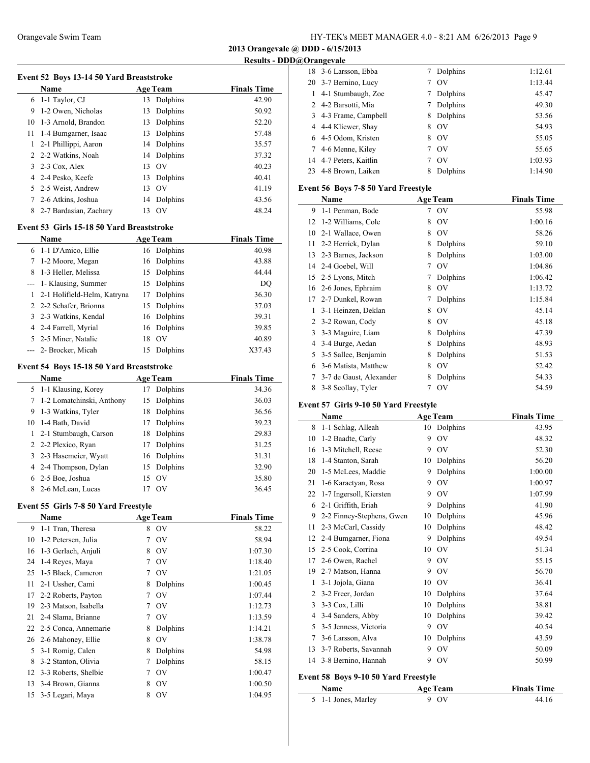**2013 Orangevale @ DDD - 6/15/2013**

**Results - DDD@Orangevale**

### Event 52 Boys 13-14 50 Yard Breaststroke

| | Name | Age | Team | Finals Time |
|---|---|---|---|---|
| 6 | 1-1 Taylor, CJ | 13 | Dolphins | 42.90 |
| 9 | 1-2 Owen, Nicholas | 13 | Dolphins | 50.92 |
| 10 | 1-3 Arnold, Brandon | 13 | Dolphins | 52.20 |
| 11 | 1-4 Bumgarner, Isaac | 13 | Dolphins | 57.48 |
| 1 | 2-1 Phillippi, Aaron | 14 | Dolphins | 35.57 |
| 2 | 2-2 Watkins, Noah | 14 | Dolphins | 37.32 |
| 3 | 2-3 Cox, Alex | 13 | OV | 40.23 |
| 4 | 2-4 Pesko, Keefe | 13 | Dolphins | 40.41 |
| 5 | 2-5 Weist, Andrew | 13 | OV | 41.19 |
| 7 | 2-6 Atkins, Joshua | 14 | Dolphins | 43.56 |
| 8 | 2-7 Bardasian, Zachary | 13 | OV | 48.24 |

### Event 53 Girls 15-18 50 Yard Breaststroke

| | Name | Age | Team | Finals Time |
|---|---|---|---|---|
| 6 | 1-1 D'Amico, Ellie | 16 | Dolphins | 40.98 |
| 7 | 1-2 Moore, Megan | 16 | Dolphins | 43.88 |
| 8 | 1-3 Heller, Melissa | 15 | Dolphins | 44.44 |
| --- | 1- Klausing, Summer | 15 | Dolphins | DQ |
| 1 | 2-1 Holifield-Helm, Katryna | 17 | Dolphins | 36.30 |
| 2 | 2-2 Schafer, Brionna | 15 | Dolphins | 37.03 |
| 3 | 2-3 Watkins, Kendal | 16 | Dolphins | 39.31 |
| 4 | 2-4 Farrell, Myrial | 16 | Dolphins | 39.85 |
| 5 | 2-5 Miner, Natalie | 18 | OV | 40.89 |
| --- | 2- Brocker, Micah | 15 | Dolphins | X37.43 |

### Event 54 Boys 15-18 50 Yard Breaststroke

| | Name | Age | Team | Finals Time |
|---|---|---|---|---|
| 5 | 1-1 Klausing, Korey | 17 | Dolphins | 34.36 |
| 7 | 1-2 Lomatchinski, Anthony | 15 | Dolphins | 36.03 |
| 9 | 1-3 Watkins, Tyler | 18 | Dolphins | 36.56 |
| 10 | 1-4 Bath, David | 17 | Dolphins | 39.23 |
| 1 | 2-1 Stumbaugh, Carson | 18 | Dolphins | 29.83 |
| 2 | 2-2 Plexico, Ryan | 17 | Dolphins | 31.25 |
| 3 | 2-3 Hasemeier, Wyatt | 16 | Dolphins | 31.31 |
| 4 | 2-4 Thompson, Dylan | 15 | Dolphins | 32.90 |
| 6 | 2-5 Boe, Joshua | 15 | OV | 35.80 |
| 8 | 2-6 McLean, Lucas | 17 | OV | 36.45 |

### Event 55 Girls 7-8 50 Yard Freestyle

| | Name | Age | Team | Finals Time |
|---|---|---|---|---|
| 9 | 1-1 Tran, Theresa | 8 | OV | 58.22 |
| 10 | 1-2 Petersen, Julia | 7 | OV | 58.94 |
| 16 | 1-3 Gerlach, Anjuli | 8 | OV | 1:07.30 |
| 24 | 1-4 Reyes, Maya | 7 | OV | 1:18.40 |
| 25 | 1-5 Black, Cameron | 7 | OV | 1:21.05 |
| 11 | 2-1 Ussher, Cami | 8 | Dolphins | 1:00.45 |
| 17 | 2-2 Roberts, Payton | 7 | OV | 1:07.44 |
| 19 | 2-3 Matson, Isabella | 7 | OV | 1:12.73 |
| 21 | 2-4 Slama, Brianne | 7 | OV | 1:13.59 |
| 22 | 2-5 Conca, Annemarie | 8 | Dolphins | 1:14.21 |
| 26 | 2-6 Mahoney, Ellie | 8 | OV | 1:38.78 |
| 5 | 3-1 Romig, Calen | 8 | Dolphins | 54.98 |
| 8 | 3-2 Stanton, Olivia | 7 | Dolphins | 58.15 |
| 12 | 3-3 Roberts, Shelbie | 7 | OV | 1:00.47 |
| 13 | 3-4 Brown, Gianna | 8 | OV | 1:00.50 |
| 15 | 3-5 Legari, Maya | 8 | OV | 1:04.95 |
| 18 | 3-6 Larsson, Ebba | 7 | Dolphins | 1:12.61 |
| 20 | 3-7 Bernino, Lucy | 7 | OV | 1:13.44 |
| 1 | 4-1 Stumbaugh, Zoe | 7 | Dolphins | 45.47 |
| 2 | 4-2 Barsotti, Mia | 7 | Dolphins | 49.30 |
| 3 | 4-3 Frame, Campbell | 8 | Dolphins | 53.56 |
| 4 | 4-4 Kliewer, Shay | 8 | OV | 54.93 |
| 6 | 4-5 Odom, Kristen | 8 | OV | 55.05 |
| 7 | 4-6 Menne, Kiley | 7 | OV | 55.65 |
| 14 | 4-7 Peters, Kaitlin | 7 | OV | 1:03.93 |
| 23 | 4-8 Brown, Laiken | 8 | Dolphins | 1:14.90 |

### Event 56 Boys 7-8 50 Yard Freestyle

| | Name | Age | Team | Finals Time |
|---|---|---|---|---|
| 9 | 1-1 Penman, Bode | 7 | OV | 55.98 |
| 12 | 1-2 Williams, Cole | 8 | OV | 1:00.16 |
| 10 | 2-1 Wallace, Owen | 8 | OV | 58.26 |
| 11 | 2-2 Herrick, Dylan | 8 | Dolphins | 59.10 |
| 13 | 2-3 Barnes, Jackson | 8 | Dolphins | 1:03.00 |
| 14 | 2-4 Goebel, Will | 7 | OV | 1:04.86 |
| 15 | 2-5 Lyons, Mitch | 7 | Dolphins | 1:06.42 |
| 16 | 2-6 Jones, Ephraim | 8 | OV | 1:13.72 |
| 17 | 2-7 Dunkel, Rowan | 7 | Dolphins | 1:15.84 |
| 1 | 3-1 Heinzen, Deklan | 8 | OV | 45.14 |
| 2 | 3-2 Rowan, Cody | 8 | OV | 45.18 |
| 3 | 3-3 Maguire, Liam | 8 | Dolphins | 47.39 |
| 4 | 3-4 Burge, Aedan | 8 | Dolphins | 48.93 |
| 5 | 3-5 Sallee, Benjamin | 8 | Dolphins | 51.53 |
| 6 | 3-6 Matista, Matthew | 8 | OV | 52.42 |
| 7 | 3-7 de Gaust, Alexander | 8 | Dolphins | 54.33 |
| 8 | 3-8 Scollay, Tyler | 7 | OV | 54.59 |

### Event 57 Girls 9-10 50 Yard Freestyle

| | Name | Age | Team | Finals Time |
|---|---|---|---|---|
| 8 | 1-1 Schlag, Alleah | 10 | Dolphins | 43.95 |
| 10 | 1-2 Baadte, Carly | 9 | OV | 48.32 |
| 16 | 1-3 Mitchell, Reese | 9 | OV | 52.30 |
| 18 | 1-4 Stanton, Sarah | 10 | Dolphins | 56.20 |
| 20 | 1-5 McLees, Maddie | 9 | Dolphins | 1:00.00 |
| 21 | 1-6 Karaetyan, Rosa | 9 | OV | 1:00.97 |
| 22 | 1-7 Ingersoll, Kiersten | 9 | OV | 1:07.99 |
| 6 | 2-1 Griffith, Eriah | 9 | Dolphins | 41.90 |
| 9 | 2-2 Finney-Stephens, Gwen | 10 | Dolphins | 45.96 |
| 11 | 2-3 McCarl, Cassidy | 10 | Dolphins | 48.42 |
| 12 | 2-4 Bumgarner, Fiona | 9 | Dolphins | 49.54 |
| 15 | 2-5 Cook, Corrina | 10 | OV | 51.34 |
| 17 | 2-6 Owen, Rachel | 9 | OV | 55.15 |
| 19 | 2-7 Matson, Hanna | 9 | OV | 56.70 |
| 1 | 3-1 Jojola, Giana | 10 | OV | 36.41 |
| 2 | 3-2 Freer, Jordan | 10 | Dolphins | 37.64 |
| 3 | 3-3 Cox, Lilli | 10 | Dolphins | 38.81 |
| 4 | 3-4 Sanders, Abby | 10 | Dolphins | 39.42 |
| 5 | 3-5 Jenness, Victoria | 9 | OV | 40.54 |
| 7 | 3-6 Larsson, Alva | 10 | Dolphins | 43.59 |
| 13 | 3-7 Roberts, Savannah | 9 | OV | 50.09 |
| 14 | 3-8 Bernino, Hannah | 9 | OV | 50.99 |

### Event 58 Boys 9-10 50 Yard Freestyle

| | Name | Age | Team | Finals Time |
|---|---|---|---|---|
| 5 | 1-1 Jones, Marley | 9 | OV | 44.16 |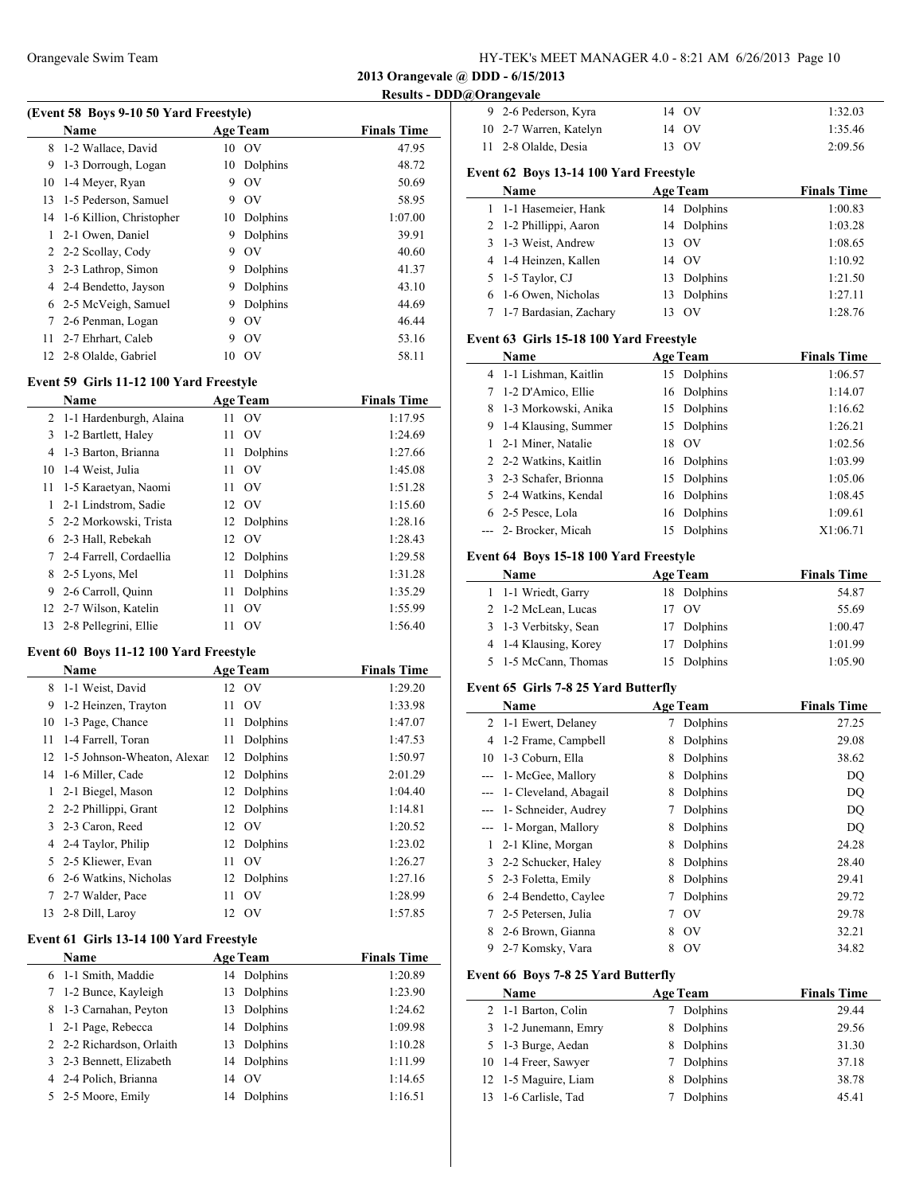## 2013 Orangevale @ DDD - 6/15/2013

### Results - DDD@Orangevale

#### (Event 58 Boys 9-10 50 Yard Freestyle)

| | Name | Age | Team | Finals Time |
|---|---|---|---|---|
| 8 | 1-2 Wallace, David | 10 | OV | 47.95 |
| 9 | 1-3 Dorrough, Logan | 10 | Dolphins | 48.72 |
| 10 | 1-4 Meyer, Ryan | 9 | OV | 50.69 |
| 13 | 1-5 Pederson, Samuel | 9 | OV | 58.95 |
| 14 | 1-6 Killion, Christopher | 10 | Dolphins | 1:07.00 |
| 1 | 2-1 Owen, Daniel | 9 | Dolphins | 39.91 |
| 2 | 2-2 Scollay, Cody | 9 | OV | 40.60 |
| 3 | 2-3 Lathrop, Simon | 9 | Dolphins | 41.37 |
| 4 | 2-4 Bendetto, Jayson | 9 | Dolphins | 43.10 |
| 6 | 2-5 McVeigh, Samuel | 9 | Dolphins | 44.69 |
| 7 | 2-6 Penman, Logan | 9 | OV | 46.44 |
| 11 | 2-7 Ehrhart, Caleb | 9 | OV | 53.16 |
| 12 | 2-8 Olalde, Gabriel | 10 | OV | 58.11 |

#### Event 59 Girls 11-12 100 Yard Freestyle

| | Name | Age | Team | Finals Time |
|---|---|---|---|---|
| 2 | 1-1 Hardenburgh, Alaina | 11 | OV | 1:17.95 |
| 3 | 1-2 Bartlett, Haley | 11 | OV | 1:24.69 |
| 4 | 1-3 Barton, Brianna | 11 | Dolphins | 1:27.66 |
| 10 | 1-4 Weist, Julia | 11 | OV | 1:45.08 |
| 11 | 1-5 Karaetyan, Naomi | 11 | OV | 1:51.28 |
| 1 | 2-1 Lindstrom, Sadie | 12 | OV | 1:15.60 |
| 5 | 2-2 Morkowski, Trista | 12 | Dolphins | 1:28.16 |
| 6 | 2-3 Hall, Rebekah | 12 | OV | 1:28.43 |
| 7 | 2-4 Farrell, Cordaellia | 12 | Dolphins | 1:29.58 |
| 8 | 2-5 Lyons, Mel | 11 | Dolphins | 1:31.28 |
| 9 | 2-6 Carroll, Quinn | 11 | Dolphins | 1:35.29 |
| 12 | 2-7 Wilson, Katelin | 11 | OV | 1:55.99 |
| 13 | 2-8 Pellegrini, Ellie | 11 | OV | 1:56.40 |

#### Event 60 Boys 11-12 100 Yard Freestyle

| | Name | Age | Team | Finals Time |
|---|---|---|---|---|
| 8 | 1-1 Weist, David | 12 | OV | 1:29.20 |
| 9 | 1-2 Heinzen, Trayton | 11 | OV | 1:33.98 |
| 10 | 1-3 Page, Chance | 11 | Dolphins | 1:47.07 |
| 11 | 1-4 Farrell, Toran | 11 | Dolphins | 1:47.53 |
| 12 | 1-5 Johnson-Wheaton, Alexan | 12 | Dolphins | 1:50.97 |
| 14 | 1-6 Miller, Cade | 12 | Dolphins | 2:01.29 |
| 1 | 2-1 Biegel, Mason | 12 | Dolphins | 1:04.40 |
| 2 | 2-2 Phillippi, Grant | 12 | Dolphins | 1:14.81 |
| 3 | 2-3 Caron, Reed | 12 | OV | 1:20.52 |
| 4 | 2-4 Taylor, Philip | 12 | Dolphins | 1:23.02 |
| 5 | 2-5 Kliewer, Evan | 11 | OV | 1:26.27 |
| 6 | 2-6 Watkins, Nicholas | 12 | Dolphins | 1:27.16 |
| 7 | 2-7 Walder, Pace | 11 | OV | 1:28.99 |
| 13 | 2-8 Dill, Laroy | 12 | OV | 1:57.85 |

#### Event 61 Girls 13-14 100 Yard Freestyle

| | Name | Age | Team | Finals Time |
|---|---|---|---|---|
| 6 | 1-1 Smith, Maddie | 14 | Dolphins | 1:20.89 |
| 7 | 1-2 Bunce, Kayleigh | 13 | Dolphins | 1:23.90 |
| 8 | 1-3 Carnahan, Peyton | 13 | Dolphins | 1:24.62 |
| 1 | 2-1 Page, Rebecca | 14 | Dolphins | 1:09.98 |
| 2 | 2-2 Richardson, Orlaith | 13 | Dolphins | 1:10.28 |
| 3 | 2-3 Bennett, Elizabeth | 14 | Dolphins | 1:11.99 |
| 4 | 2-4 Polich, Brianna | 14 | OV | 1:14.65 |
| 5 | 2-5 Moore, Emily | 14 | Dolphins | 1:16.51 |
| 9 | 2-6 Pederson, Kyra | 14 | OV | 1:32.03 |
| 10 | 2-7 Warren, Katelyn | 14 | OV | 1:35.46 |
| 11 | 2-8 Olalde, Desia | 13 | OV | 2:09.56 |

#### Event 62 Boys 13-14 100 Yard Freestyle

| | Name | Age | Team | Finals Time |
|---|---|---|---|---|
| 1 | 1-1 Hasemeier, Hank | 14 | Dolphins | 1:00.83 |
| 2 | 1-2 Phillippi, Aaron | 14 | Dolphins | 1:03.28 |
| 3 | 1-3 Weist, Andrew | 13 | OV | 1:08.65 |
| 4 | 1-4 Heinzen, Kallen | 14 | OV | 1:10.92 |
| 5 | 1-5 Taylor, CJ | 13 | Dolphins | 1:21.50 |
| 6 | 1-6 Owen, Nicholas | 13 | Dolphins | 1:27.11 |
| 7 | 1-7 Bardasian, Zachary | 13 | OV | 1:28.76 |

#### Event 63 Girls 15-18 100 Yard Freestyle

| | Name | Age | Team | Finals Time |
|---|---|---|---|---|
| 4 | 1-1 Lishman, Kaitlin | 15 | Dolphins | 1:06.57 |
| 7 | 1-2 D'Amico, Ellie | 16 | Dolphins | 1:14.07 |
| 8 | 1-3 Morkowski, Anika | 15 | Dolphins | 1:16.62 |
| 9 | 1-4 Klausing, Summer | 15 | Dolphins | 1:26.21 |
| 1 | 2-1 Miner, Natalie | 18 | OV | 1:02.56 |
| 2 | 2-2 Watkins, Kaitlin | 16 | Dolphins | 1:03.99 |
| 3 | 2-3 Schafer, Brionna | 15 | Dolphins | 1:05.06 |
| 5 | 2-4 Watkins, Kendal | 16 | Dolphins | 1:08.45 |
| 6 | 2-5 Pesce, Lola | 16 | Dolphins | 1:09.61 |
| --- | 2- Brocker, Micah | 15 | Dolphins | X1:06.71 |

#### Event 64 Boys 15-18 100 Yard Freestyle

| | Name | Age | Team | Finals Time |
|---|---|---|---|---|
| 1 | 1-1 Wriedt, Garry | 18 | Dolphins | 54.87 |
| 2 | 1-2 McLean, Lucas | 17 | OV | 55.69 |
| 3 | 1-3 Verbitsky, Sean | 17 | Dolphins | 1:00.47 |
| 4 | 1-4 Klausing, Korey | 17 | Dolphins | 1:01.99 |
| 5 | 1-5 McCann, Thomas | 15 | Dolphins | 1:05.90 |

#### Event 65 Girls 7-8 25 Yard Butterfly

| | Name | Age | Team | Finals Time |
|---|---|---|---|---|
| 2 | 1-1 Ewert, Delaney | 7 | Dolphins | 27.25 |
| 4 | 1-2 Frame, Campbell | 8 | Dolphins | 29.08 |
| 10 | 1-3 Coburn, Ella | 8 | Dolphins | 38.62 |
| --- | 1- McGee, Mallory | 8 | Dolphins | DQ |
| --- | 1- Cleveland, Abagail | 8 | Dolphins | DQ |
| --- | 1- Schneider, Audrey | 7 | Dolphins | DQ |
| --- | 1- Morgan, Mallory | 8 | Dolphins | DQ |
| 1 | 2-1 Kline, Morgan | 8 | Dolphins | 24.28 |
| 3 | 2-2 Schucker, Haley | 8 | Dolphins | 28.40 |
| 5 | 2-3 Foletta, Emily | 8 | Dolphins | 29.41 |
| 6 | 2-4 Bendetto, Caylee | 7 | Dolphins | 29.72 |
| 7 | 2-5 Petersen, Julia | 7 | OV | 29.78 |
| 8 | 2-6 Brown, Gianna | 8 | OV | 32.21 |
| 9 | 2-7 Komsky, Vara | 8 | OV | 34.82 |

#### Event 66 Boys 7-8 25 Yard Butterfly

| | Name | Age | Team | Finals Time |
|---|---|---|---|---|
| 2 | 1-1 Barton, Colin | 7 | Dolphins | 29.44 |
| 3 | 1-2 Junemann, Emry | 8 | Dolphins | 29.56 |
| 5 | 1-3 Burge, Aedan | 8 | Dolphins | 31.30 |
| 10 | 1-4 Freer, Sawyer | 7 | Dolphins | 37.18 |
| 12 | 1-5 Maguire, Liam | 8 | Dolphins | 38.78 |
| 13 | 1-6 Carlisle, Tad | 7 | Dolphins | 45.41 |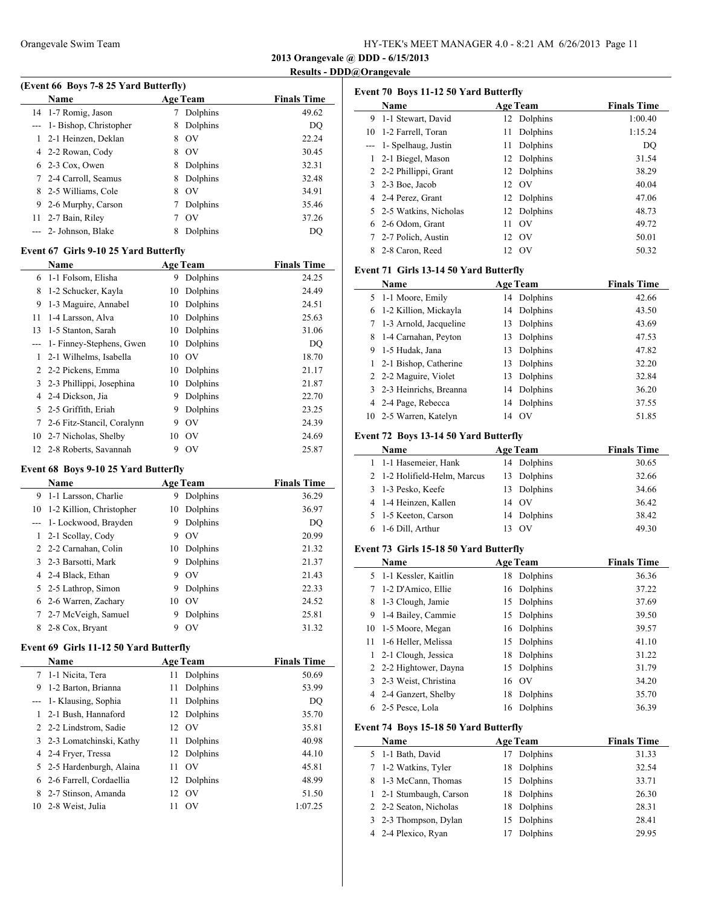**2013 Orangevale @ DDD - 6/15/2013**

**Results - DDD@Orangevale**

### (Event 66 Boys 7-8 25 Yard Butterfly)

| | Name | Age | Team | Finals Time |
|---|---|---|---|---|
| 14 | 1-7 Romig, Jason | 7 | Dolphins | 49.62 |
| --- | 1- Bishop, Christopher | 8 | Dolphins | DQ |
| 1 | 2-1 Heinzen, Deklan | 8 | OV | 22.24 |
| 4 | 2-2 Rowan, Cody | 8 | OV | 30.45 |
| 6 | 2-3 Cox, Owen | 8 | Dolphins | 32.31 |
| 7 | 2-4 Carroll, Seamus | 8 | Dolphins | 32.48 |
| 8 | 2-5 Williams, Cole | 8 | OV | 34.91 |
| 9 | 2-6 Murphy, Carson | 7 | Dolphins | 35.46 |
| 11 | 2-7 Bain, Riley | 7 | OV | 37.26 |
| --- | 2- Johnson, Blake | 8 | Dolphins | DQ |

### Event 67 Girls 9-10 25 Yard Butterfly

| | Name | Age | Team | Finals Time |
|---|---|---|---|---|
| 6 | 1-1 Folsom, Elisha | 9 | Dolphins | 24.25 |
| 8 | 1-2 Schucker, Kayla | 10 | Dolphins | 24.49 |
| 9 | 1-3 Maguire, Annabel | 10 | Dolphins | 24.51 |
| 11 | 1-4 Larsson, Alva | 10 | Dolphins | 25.63 |
| 13 | 1-5 Stanton, Sarah | 10 | Dolphins | 31.06 |
| --- | 1- Finney-Stephens, Gwen | 10 | Dolphins | DQ |
| 1 | 2-1 Wilhelms, Isabella | 10 | OV | 18.70 |
| 2 | 2-2 Pickens, Emma | 10 | Dolphins | 21.17 |
| 3 | 2-3 Phillippi, Josephina | 10 | Dolphins | 21.87 |
| 4 | 2-4 Dickson, Jia | 9 | Dolphins | 22.70 |
| 5 | 2-5 Griffith, Eriah | 9 | Dolphins | 23.25 |
| 7 | 2-6 Fitz-Stancil, Coralynn | 9 | OV | 24.39 |
| 10 | 2-7 Nicholas, Shelby | 10 | OV | 24.69 |
| 12 | 2-8 Roberts, Savannah | 9 | OV | 25.87 |

### Event 68 Boys 9-10 25 Yard Butterfly

| | Name | Age | Team | Finals Time |
|---|---|---|---|---|
| 9 | 1-1 Larsson, Charlie | 9 | Dolphins | 36.29 |
| 10 | 1-2 Killion, Christopher | 10 | Dolphins | 36.97 |
| --- | 1- Lockwood, Brayden | 9 | Dolphins | DQ |
| 1 | 2-1 Scollay, Cody | 9 | OV | 20.99 |
| 2 | 2-2 Carnahan, Colin | 10 | Dolphins | 21.32 |
| 3 | 2-3 Barsotti, Mark | 9 | Dolphins | 21.37 |
| 4 | 2-4 Black, Ethan | 9 | OV | 21.43 |
| 5 | 2-5 Lathrop, Simon | 9 | Dolphins | 22.33 |
| 6 | 2-6 Warren, Zachary | 10 | OV | 24.52 |
| 7 | 2-7 McVeigh, Samuel | 9 | Dolphins | 25.81 |
| 8 | 2-8 Cox, Bryant | 9 | OV | 31.32 |

### Event 69 Girls 11-12 50 Yard Butterfly

| | Name | Age | Team | Finals Time |
|---|---|---|---|---|
| 7 | 1-1 Nicita, Tera | 11 | Dolphins | 50.69 |
| 9 | 1-2 Barton, Brianna | 11 | Dolphins | 53.99 |
| --- | 1- Klausing, Sophia | 11 | Dolphins | DQ |
| 1 | 2-1 Bush, Hannaford | 12 | Dolphins | 35.70 |
| 2 | 2-2 Lindstrom, Sadie | 12 | OV | 35.81 |
| 3 | 2-3 Lomatchinski, Kathy | 11 | Dolphins | 40.98 |
| 4 | 2-4 Fryer, Tressa | 12 | Dolphins | 44.10 |
| 5 | 2-5 Hardenburgh, Alaina | 11 | OV | 45.81 |
| 6 | 2-6 Farrell, Cordaellia | 12 | Dolphins | 48.99 |
| 8 | 2-7 Stinson, Amanda | 12 | OV | 51.50 |
| 10 | 2-8 Weist, Julia | 11 | OV | 1:07.25 |

### Event 70 Boys 11-12 50 Yard Butterfly

| | Name | Age | Team | Finals Time |
|---|---|---|---|---|
| 9 | 1-1 Stewart, David | 12 | Dolphins | 1:00.40 |
| 10 | 1-2 Farrell, Toran | 11 | Dolphins | 1:15.24 |
| --- | 1- Spelhaug, Justin | 11 | Dolphins | DQ |
| 1 | 2-1 Biegel, Mason | 12 | Dolphins | 31.54 |
| 2 | 2-2 Phillippi, Grant | 12 | Dolphins | 38.29 |
| 3 | 2-3 Boe, Jacob | 12 | OV | 40.04 |
| 4 | 2-4 Perez, Grant | 12 | Dolphins | 47.06 |
| 5 | 2-5 Watkins, Nicholas | 12 | Dolphins | 48.73 |
| 6 | 2-6 Odom, Grant | 11 | OV | 49.72 |
| 7 | 2-7 Polich, Austin | 12 | OV | 50.01 |
| 8 | 2-8 Caron, Reed | 12 | OV | 50.32 |

### Event 71 Girls 13-14 50 Yard Butterfly

| | Name | Age | Team | Finals Time |
|---|---|---|---|---|
| 5 | 1-1 Moore, Emily | 14 | Dolphins | 42.66 |
| 6 | 1-2 Killion, Mickayla | 14 | Dolphins | 43.50 |
| 7 | 1-3 Arnold, Jacqueline | 13 | Dolphins | 43.69 |
| 8 | 1-4 Carnahan, Peyton | 13 | Dolphins | 47.53 |
| 9 | 1-5 Hudak, Jana | 13 | Dolphins | 47.82 |
| 1 | 2-1 Bishop, Catherine | 13 | Dolphins | 32.20 |
| 2 | 2-2 Maguire, Violet | 13 | Dolphins | 32.84 |
| 3 | 2-3 Heinrichs, Breanna | 14 | Dolphins | 36.20 |
| 4 | 2-4 Page, Rebecca | 14 | Dolphins | 37.55 |
| 10 | 2-5 Warren, Katelyn | 14 | OV | 51.85 |

### Event 72 Boys 13-14 50 Yard Butterfly

| | Name | Age | Team | Finals Time |
|---|---|---|---|---|
| 1 | 1-1 Hasemeier, Hank | 14 | Dolphins | 30.65 |
| 2 | 1-2 Holifield-Helm, Marcus | 13 | Dolphins | 32.66 |
| 3 | 1-3 Pesko, Keefe | 13 | Dolphins | 34.66 |
| 4 | 1-4 Heinzen, Kallen | 14 | OV | 36.42 |
| 5 | 1-5 Keeton, Carson | 14 | Dolphins | 38.42 |
| 6 | 1-6 Dill, Arthur | 13 | OV | 49.30 |

### Event 73 Girls 15-18 50 Yard Butterfly

| | Name | Age | Team | Finals Time |
|---|---|---|---|---|
| 5 | 1-1 Kessler, Kaitlin | 18 | Dolphins | 36.36 |
| 7 | 1-2 D'Amico, Ellie | 16 | Dolphins | 37.22 |
| 8 | 1-3 Clough, Jamie | 15 | Dolphins | 37.69 |
| 9 | 1-4 Bailey, Cammie | 15 | Dolphins | 39.50 |
| 10 | 1-5 Moore, Megan | 16 | Dolphins | 39.57 |
| 11 | 1-6 Heller, Melissa | 15 | Dolphins | 41.10 |
| 1 | 2-1 Clough, Jessica | 18 | Dolphins | 31.22 |
| 2 | 2-2 Hightower, Dayna | 15 | Dolphins | 31.79 |
| 3 | 2-3 Weist, Christina | 16 | OV | 34.20 |
| 4 | 2-4 Ganzert, Shelby | 18 | Dolphins | 35.70 |
| 6 | 2-5 Pesce, Lola | 16 | Dolphins | 36.39 |

### Event 74 Boys 15-18 50 Yard Butterfly

| | Name | Age | Team | Finals Time |
|---|---|---|---|---|
| 5 | 1-1 Bath, David | 17 | Dolphins | 31.33 |
| 7 | 1-2 Watkins, Tyler | 18 | Dolphins | 32.54 |
| 8 | 1-3 McCann, Thomas | 15 | Dolphins | 33.71 |
| 1 | 2-1 Stumbaugh, Carson | 18 | Dolphins | 26.30 |
| 2 | 2-2 Seaton, Nicholas | 18 | Dolphins | 28.31 |
| 3 | 2-3 Thompson, Dylan | 15 | Dolphins | 28.41 |
| 4 | 2-4 Plexico, Ryan | 17 | Dolphins | 29.95 |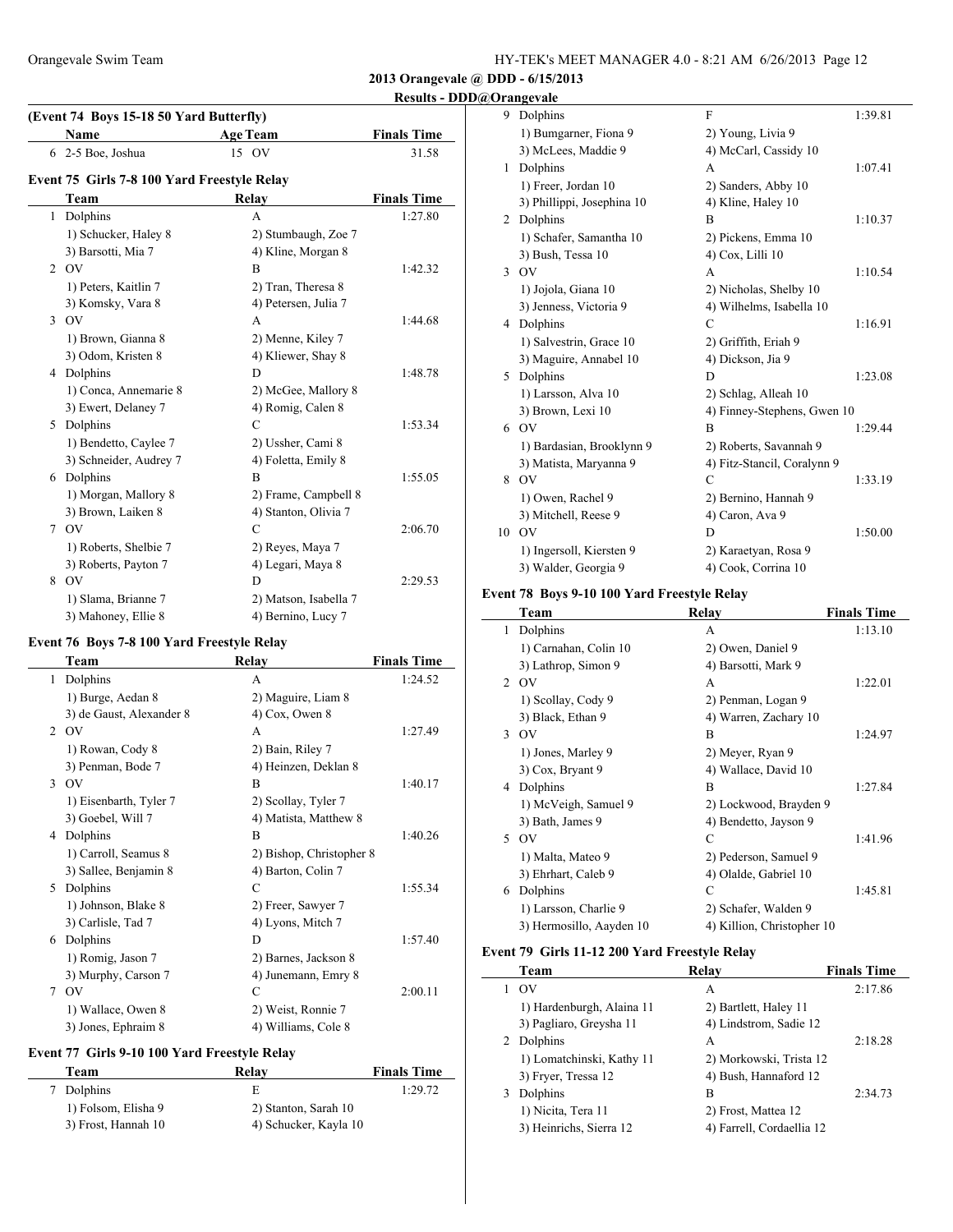## 2013 Orangevale @ DDD - 6/15/2013

### Results - DDD@Orangevale

**(Event 74 Boys 15-18 50 Yard Butterfly)**

| | Name | Age | Team | Finals Time |
|---|---|---|---|---|
| 6 | 2-5 Boe, Joshua | 15 | OV | 31.58 |

**Event 75 Girls 7-8 100 Yard Freestyle Relay**

| | Team | Relay | Finals Time |
|---|---|---|---|
| 1 | Dolphins | A | 1:27.80 |
| | 1) Schucker, Haley 8 | 2) Stumbaugh, Zoe 7 | |
| | 3) Barsotti, Mia 7 | 4) Kline, Morgan 8 | |
| 2 | OV | B | 1:42.32 |
| | 1) Peters, Kaitlin 7 | 2) Tran, Theresa 8 | |
| | 3) Komsky, Vara 8 | 4) Petersen, Julia 7 | |
| 3 | OV | A | 1:44.68 |
| | 1) Brown, Gianna 8 | 2) Menne, Kiley 7 | |
| | 3) Odom, Kristen 8 | 4) Kliewer, Shay 8 | |
| 4 | Dolphins | D | 1:48.78 |
| | 1) Conca, Annemarie 8 | 2) McGee, Mallory 8 | |
| | 3) Ewert, Delaney 7 | 4) Romig, Calen 8 | |
| 5 | Dolphins | C | 1:53.34 |
| | 1) Bendetto, Caylee 7 | 2) Ussher, Cami 8 | |
| | 3) Schneider, Audrey 7 | 4) Foletta, Emily 8 | |
| 6 | Dolphins | B | 1:55.05 |
| | 1) Morgan, Mallory 8 | 2) Frame, Campbell 8 | |
| | 3) Brown, Laiken 8 | 4) Stanton, Olivia 7 | |
| 7 | OV | C | 2:06.70 |
| | 1) Roberts, Shelbie 7 | 2) Reyes, Maya 7 | |
| | 3) Roberts, Payton 7 | 4) Legari, Maya 8 | |
| 8 | OV | D | 2:29.53 |
| | 1) Slama, Brianne 7 | 2) Matson, Isabella 7 | |
| | 3) Mahoney, Ellie 8 | 4) Bernino, Lucy 7 | |

**Event 76 Boys 7-8 100 Yard Freestyle Relay**

| | Team | Relay | Finals Time |
|---|---|---|---|
| 1 | Dolphins | A | 1:24.52 |
| | 1) Burge, Aedan 8 | 2) Maguire, Liam 8 | |
| | 3) de Gaust, Alexander 8 | 4) Cox, Owen 8 | |
| 2 | OV | A | 1:27.49 |
| | 1) Rowan, Cody 8 | 2) Bain, Riley 7 | |
| | 3) Penman, Bode 7 | 4) Heinzen, Deklan 8 | |
| 3 | OV | B | 1:40.17 |
| | 1) Eisenbarth, Tyler 7 | 2) Scollay, Tyler 7 | |
| | 3) Goebel, Will 7 | 4) Matista, Matthew 8 | |
| 4 | Dolphins | B | 1:40.26 |
| | 1) Carroll, Seamus 8 | 2) Bishop, Christopher 8 | |
| | 3) Sallee, Benjamin 8 | 4) Barton, Colin 7 | |
| 5 | Dolphins | C | 1:55.34 |
| | 1) Johnson, Blake 8 | 2) Freer, Sawyer 7 | |
| | 3) Carlisle, Tad 7 | 4) Lyons, Mitch 7 | |
| 6 | Dolphins | D | 1:57.40 |
| | 1) Romig, Jason 7 | 2) Barnes, Jackson 8 | |
| | 3) Murphy, Carson 7 | 4) Junemann, Emry 8 | |
| 7 | OV | C | 2:00.11 |
| | 1) Wallace, Owen 8 | 2) Weist, Ronnie 7 | |
| | 3) Jones, Ephraim 8 | 4) Williams, Cole 8 | |

**Event 77 Girls 9-10 100 Yard Freestyle Relay**

| | Team | Relay | Finals Time |
|---|---|---|---|
| 7 | Dolphins | E | 1:29.72 |
| | 1) Folsom, Elisha 9 | 2) Stanton, Sarah 10 | |
| | 3) Frost, Hannah 10 | 4) Schucker, Kayla 10 | |
| 9 | Dolphins | F | 1:39.81 |
| | 1) Bumgarner, Fiona 9 | 2) Young, Livia 9 | |
| | 3) McLees, Maddie 9 | 4) McCarl, Cassidy 10 | |
| 1 | Dolphins | A | 1:07.41 |
| | 1) Freer, Jordan 10 | 2) Sanders, Abby 10 | |
| | 3) Phillippi, Josephina 10 | 4) Kline, Haley 10 | |
| 2 | Dolphins | B | 1:10.37 |
| | 1) Schafer, Samantha 10 | 2) Pickens, Emma 10 | |
| | 3) Bush, Tessa 10 | 4) Cox, Lilli 10 | |
| 3 | OV | A | 1:10.54 |
| | 1) Jojola, Giana 10 | 2) Nicholas, Shelby 10 | |
| | 3) Jenness, Victoria 9 | 4) Wilhelms, Isabella 10 | |
| 4 | Dolphins | C | 1:16.91 |
| | 1) Salvestrin, Grace 10 | 2) Griffith, Eriah 9 | |
| | 3) Maguire, Annabel 10 | 4) Dickson, Jia 9 | |
| 5 | Dolphins | D | 1:23.08 |
| | 1) Larsson, Alva 10 | 2) Schlag, Alleah 10 | |
| | 3) Brown, Lexi 10 | 4) Finney-Stephens, Gwen 10 | |
| 6 | OV | B | 1:29.44 |
| | 1) Bardasian, Brooklynn 9 | 2) Roberts, Savannah 9 | |
| | 3) Matista, Maryanna 9 | 4) Fitz-Stancil, Coralynn 9 | |
| 8 | OV | C | 1:33.19 |
| | 1) Owen, Rachel 9 | 2) Bernino, Hannah 9 | |
| | 3) Mitchell, Reese 9 | 4) Caron, Ava 9 | |
| 10 | OV | D | 1:50.00 |
| | 1) Ingersoll, Kiersten 9 | 2) Karaetyan, Rosa 9 | |
| | 3) Walder, Georgia 9 | 4) Cook, Corrina 10 | |

**Event 78 Boys 9-10 100 Yard Freestyle Relay**

| | Team | Relay | Finals Time |
|---|---|---|---|
| 1 | Dolphins | A | 1:13.10 |
| | 1) Carnahan, Colin 10 | 2) Owen, Daniel 9 | |
| | 3) Lathrop, Simon 9 | 4) Barsotti, Mark 9 | |
| 2 | OV | A | 1:22.01 |
| | 1) Scollay, Cody 9 | 2) Penman, Logan 9 | |
| | 3) Black, Ethan 9 | 4) Warren, Zachary 10 | |
| 3 | OV | B | 1:24.97 |
| | 1) Jones, Marley 9 | 2) Meyer, Ryan 9 | |
| | 3) Cox, Bryant 9 | 4) Wallace, David 10 | |
| 4 | Dolphins | B | 1:27.84 |
| | 1) McVeigh, Samuel 9 | 2) Lockwood, Brayden 9 | |
| | 3) Bath, James 9 | 4) Bendetto, Jayson 9 | |
| 5 | OV | C | 1:41.96 |
| | 1) Malta, Mateo 9 | 2) Pederson, Samuel 9 | |
| | 3) Ehrhart, Caleb 9 | 4) Olalde, Gabriel 10 | |
| 6 | Dolphins | C | 1:45.81 |
| | 1) Larsson, Charlie 9 | 2) Schafer, Walden 9 | |
| | 3) Hermosillo, Aayden 10 | 4) Killion, Christopher 10 | |

**Event 79 Girls 11-12 200 Yard Freestyle Relay**

| | Team | Relay | Finals Time |
|---|---|---|---|
| 1 | OV | A | 2:17.86 |
| | 1) Hardenburgh, Alaina 11 | 2) Bartlett, Haley 11 | |
| | 3) Pagliaro, Greysha 11 | 4) Lindstrom, Sadie 12 | |
| 2 | Dolphins | A | 2:18.28 |
| | 1) Lomatchinski, Kathy 11 | 2) Morkowski, Trista 12 | |
| | 3) Fryer, Tressa 12 | 4) Bush, Hannaford 12 | |
| 3 | Dolphins | B | 2:34.73 |
| | 1) Nicita, Tera 11 | 2) Frost, Mattea 12 | |
| | 3) Heinrichs, Sierra 12 | 4) Farrell, Cordaellia 12 | |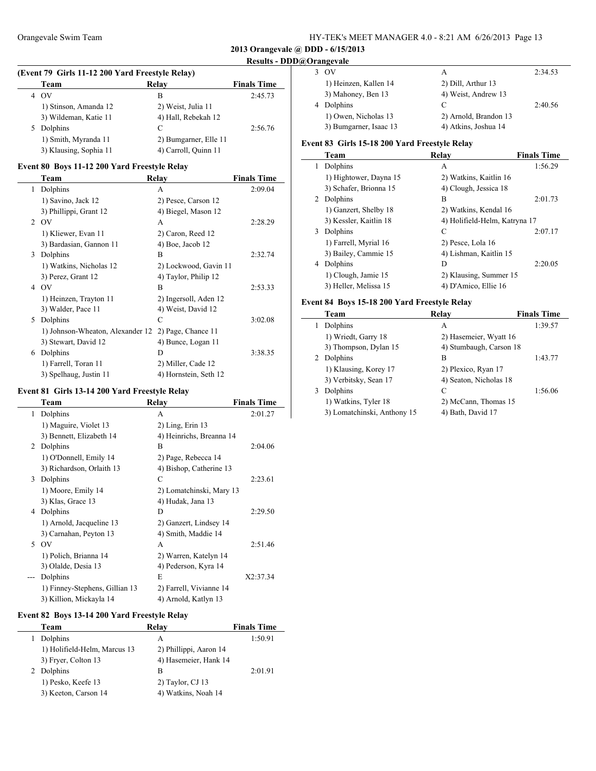## 2013 Orangevale @ DDD - 6/15/2013

### Results - DDD@Orangevale

#### (Event 79 Girls 11-12 200 Yard Freestyle Relay)

| | Team | Relay | Finals Time |
|---|---|---|---|
| 4 | OV | B | 2:45.73 |
| | 1) Stinson, Amanda 12 | 2) Weist, Julia 11 | |
| | 3) Wildeman, Katie 11 | 4) Hall, Rebekah 12 | |
| 5 | Dolphins | C | 2:56.76 |
| | 1) Smith, Myranda 11 | 2) Bumgarner, Elle 11 | |
| | 3) Klausing, Sophia 11 | 4) Carroll, Quinn 11 | |

#### Event 80 Boys 11-12 200 Yard Freestyle Relay

| | Team | Relay | Finals Time |
|---|---|---|---|
| 1 | Dolphins | A | 2:09.04 |
| | 1) Savino, Jack 12 | 2) Pesce, Carson 12 | |
| | 3) Phillippi, Grant 12 | 4) Biegel, Mason 12 | |
| 2 | OV | A | 2:28.29 |
| | 1) Kliewer, Evan 11 | 2) Caron, Reed 12 | |
| | 3) Bardasian, Gannon 11 | 4) Boe, Jacob 12 | |
| 3 | Dolphins | B | 2:32.74 |
| | 1) Watkins, Nicholas 12 | 2) Lockwood, Gavin 11 | |
| | 3) Perez, Grant 12 | 4) Taylor, Philip 12 | |
| 4 | OV | B | 2:53.33 |
| | 1) Heinzen, Trayton 11 | 2) Ingersoll, Aden 12 | |
| | 3) Walder, Pace 11 | 4) Weist, David 12 | |
| 5 | Dolphins | C | 3:02.08 |
| | 1) Johnson-Wheaton, Alexander 12 | 2) Page, Chance 11 | |
| | 3) Stewart, David 12 | 4) Bunce, Logan 11 | |
| 6 | Dolphins | D | 3:38.35 |
| | 1) Farrell, Toran 11 | 2) Miller, Cade 12 | |
| | 3) Spelhaug, Justin 11 | 4) Hornstein, Seth 12 | |

#### Event 81 Girls 13-14 200 Yard Freestyle Relay

| | Team | Relay | Finals Time |
|---|---|---|---|
| 1 | Dolphins | A | 2:01.27 |
| | 1) Maguire, Violet 13 | 2) Ling, Erin 13 | |
| | 3) Bennett, Elizabeth 14 | 4) Heinrichs, Breanna 14 | |
| 2 | Dolphins | B | 2:04.06 |
| | 1) O'Donnell, Emily 14 | 2) Page, Rebecca 14 | |
| | 3) Richardson, Orlaith 13 | 4) Bishop, Catherine 13 | |
| 3 | Dolphins | C | 2:23.61 |
| | 1) Moore, Emily 14 | 2) Lomatchinski, Mary 13 | |
| | 3) Klas, Grace 13 | 4) Hudak, Jana 13 | |
| 4 | Dolphins | D | 2:29.50 |
| | 1) Arnold, Jacqueline 13 | 2) Ganzert, Lindsey 14 | |
| | 3) Carnahan, Peyton 13 | 4) Smith, Maddie 14 | |
| 5 | OV | A | 2:51.46 |
| | 1) Polich, Brianna 14 | 2) Warren, Katelyn 14 | |
| | 3) Olalde, Desia 13 | 4) Pederson, Kyra 14 | |
| --- | Dolphins | E | X2:37.34 |
| | 1) Finney-Stephens, Gillian 13 | 2) Farrell, Vivianne 14 | |
| | 3) Killion, Mickayla 14 | 4) Arnold, Katlyn 13 | |

#### Event 82 Boys 13-14 200 Yard Freestyle Relay

| | Team | Relay | Finals Time |
|---|---|---|---|
| 1 | Dolphins | A | 1:50.91 |
| | 1) Holifield-Helm, Marcus 13 | 2) Phillippi, Aaron 14 | |
| | 3) Fryer, Colton 13 | 4) Hasemeier, Hank 14 | |
| 2 | Dolphins | B | 2:01.91 |
| | 1) Pesko, Keefe 13 | 2) Taylor, CJ 13 | |
| | 3) Keeton, Carson 14 | 4) Watkins, Noah 14 | |
| 3 | OV | A | 2:34.53 |
| | 1) Heinzen, Kallen 14 | 2) Dill, Arthur 13 | |
| | 3) Mahoney, Ben 13 | 4) Weist, Andrew 13 | |
| 4 | Dolphins | C | 2:40.56 |
| | 1) Owen, Nicholas 13 | 2) Arnold, Brandon 13 | |
| | 3) Bumgarner, Isaac 13 | 4) Atkins, Joshua 14 | |

#### Event 83 Girls 15-18 200 Yard Freestyle Relay

| | Team | Relay | Finals Time |
|---|---|---|---|
| 1 | Dolphins | A | 1:56.29 |
| | 1) Hightower, Dayna 15 | 2) Watkins, Kaitlin 16 | |
| | 3) Schafer, Brionna 15 | 4) Clough, Jessica 18 | |
| 2 | Dolphins | B | 2:01.73 |
| | 1) Ganzert, Shelby 18 | 2) Watkins, Kendal 16 | |
| | 3) Kessler, Kaitlin 18 | 4) Holifield-Helm, Katryna 17 | |
| 3 | Dolphins | C | 2:07.17 |
| | 1) Farrell, Myrial 16 | 2) Pesce, Lola 16 | |
| | 3) Bailey, Cammie 15 | 4) Lishman, Kaitlin 15 | |
| 4 | Dolphins | D | 2:20.05 |
| | 1) Clough, Jamie 15 | 2) Klausing, Summer 15 | |
| | 3) Heller, Melissa 15 | 4) D'Amico, Ellie 16 | |

#### Event 84 Boys 15-18 200 Yard Freestyle Relay

| | Team | Relay | Finals Time |
|---|---|---|---|
| 1 | Dolphins | A | 1:39.57 |
| | 1) Wriedt, Garry 18 | 2) Hasemeier, Wyatt 16 | |
| | 3) Thompson, Dylan 15 | 4) Stumbaugh, Carson 18 | |
| 2 | Dolphins | B | 1:43.77 |
| | 1) Klausing, Korey 17 | 2) Plexico, Ryan 17 | |
| | 3) Verbitsky, Sean 17 | 4) Seaton, Nicholas 18 | |
| 3 | Dolphins | C | 1:56.06 |
| | 1) Watkins, Tyler 18 | 2) McCann, Thomas 15 | |
| | 3) Lomatchinski, Anthony 15 | 4) Bath, David 17 | |